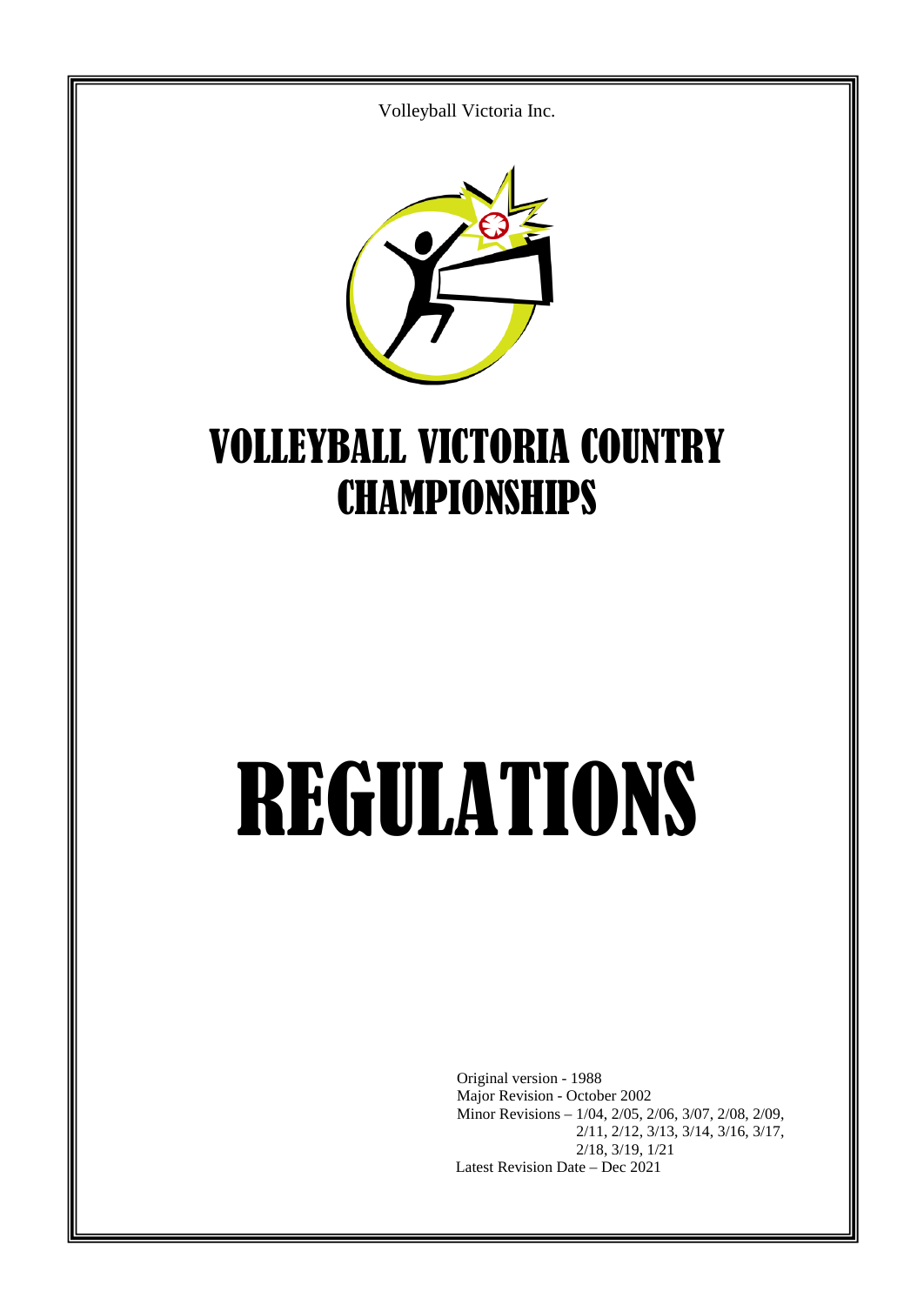Volleyball Victoria Inc.

# VOLLEYBALL VICTORIA COUNTRY CHAMPIONSHIPS

# REGULATIONS

Original version - 1988
Major Revision - October 2002
Minor Revisions – 1/04, 2/05, 2/06, 3/07, 2/08, 2/09, 2/11, 2/12, 3/13, 3/14, 3/16, 3/17, 2/18, 3/19, 1/21
Latest Revision Date – Dec 2021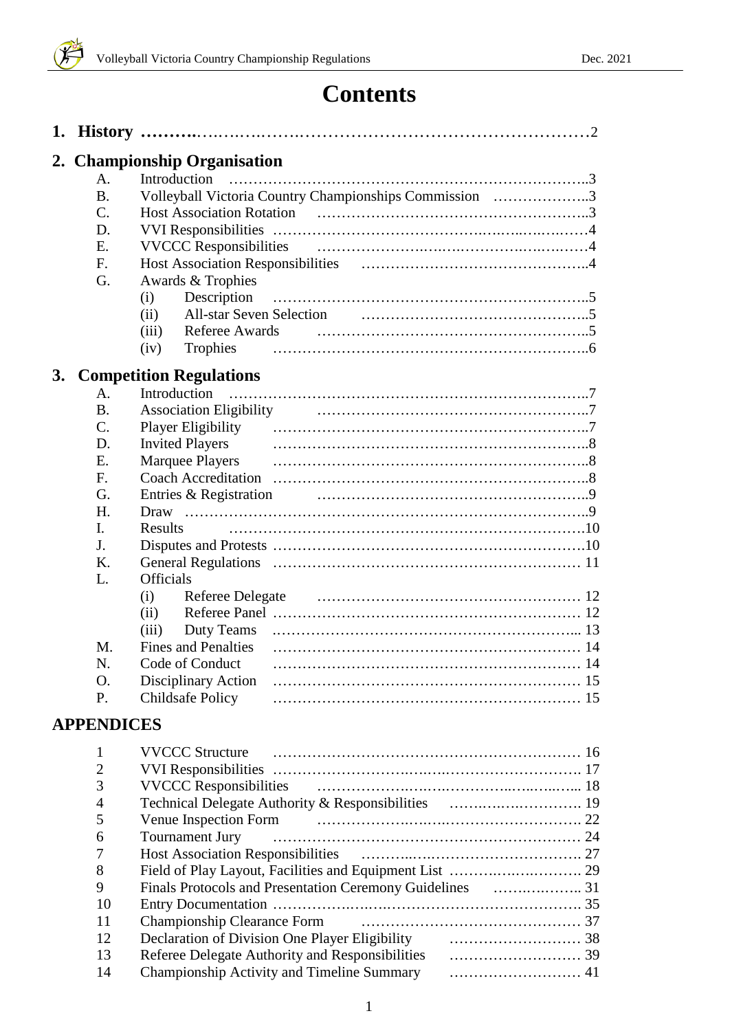# Contents

**1. History** ……….…….….…….…………………………………………………2

## 2. Championship Organisation

A. Introduction ………………………………………………………………..3
B. Volleyball Victoria Country Championships Commission ………………..3
C. Host Association Rotation ………………………………………………..3
D. VVI Responsibilities ……………………………………..…….……….……4
E. VVCCC Responsibilities …………………….….….………….….….……4
F. Host Association Responsibilities ………………………………………..4
G. Awards & Trophies
   (i) Description ………………………………………………………..5
   (ii) All-star Seven Selection ………………………………………..5
   (iii) Referee Awards ………………………………………………..5
   (iv) Trophies ………………………………………………………..6

## 3. Competition Regulations

A. Introduction ………………………………………………………………..7
B. Association Eligibility ………………………………………………..7
C. Player Eligibility ………………………………………………………..7
D. Invited Players ………………………………………………………..8
E. Marquee Players ………………………………………………………..8
F. Coach Accreditation ………………………………………………………..8
G. Entries & Registration ………………………………………………..9
H. Draw ……………………………………………………………………….9
I. Results …………………………………………………………………….10
J. Disputes and Protests …………………………………………………….10
K. General Regulations ……………………………………………………… 11
L. Officials
   (i) Referee Delegate ……………………………………………… 12
   (ii) Referee Panel ……………………………………………………… 12
   (iii) Duty Teams ……………………………………………………... 13
M. Fines and Penalties ……………………………………………………… 14
N. Code of Conduct ……………………………………………………… 14
O. Disciplinary Action ……………………………………………………… 15
P. Childsafe Policy ……………………………………………………… 15

## APPENDICES

1 VVCCC Structure ……………………………………………………… 16
2 VVI Responsibilities ……………………………………………………… 17
3 VVCCC Responsibilities …………………….….….…………...…...…... 18
4 Technical Delegate Authority & Responsibilities ……….….……………. 19
5 Venue Inspection Form ……………….….….…………………………. 22
6 Tournament Jury ……………………………………………………… 24
7 Host Association Responsibilities ………...….……………………………. 27
8 Field of Play Layout, Facilities and Equipment List ………….….……….…. 29
9 Finals Protocols and Presentation Ceremony Guidelines ……….……….. 31
10 Entry Documentation …………………….………………………………. 35
11 Championship Clearance Form ……………………………………… 37
12 Declaration of Division One Player Eligibility ……………………… 38
13 Referee Delegate Authority and Responsibilities ……………………… 39
14 Championship Activity and Timeline Summary ……………………… 41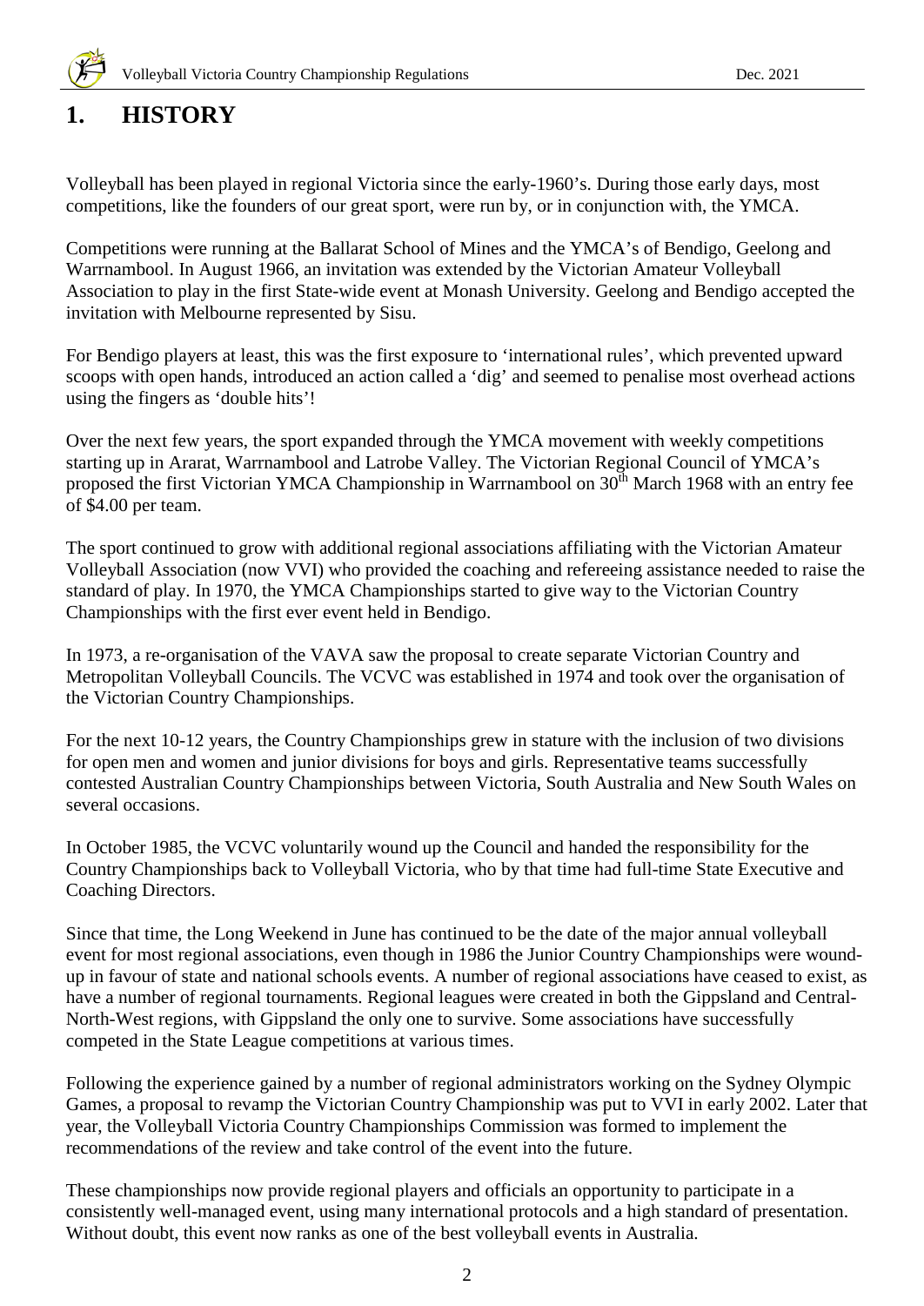# 1. HISTORY

Volleyball has been played in regional Victoria since the early-1960's. During those early days, most competitions, like the founders of our great sport, were run by, or in conjunction with, the YMCA.

Competitions were running at the Ballarat School of Mines and the YMCA's of Bendigo, Geelong and Warrnambool. In August 1966, an invitation was extended by the Victorian Amateur Volleyball Association to play in the first State-wide event at Monash University. Geelong and Bendigo accepted the invitation with Melbourne represented by Sisu.

For Bendigo players at least, this was the first exposure to 'international rules', which prevented upward scoops with open hands, introduced an action called a 'dig' and seemed to penalise most overhead actions using the fingers as 'double hits'!

Over the next few years, the sport expanded through the YMCA movement with weekly competitions starting up in Ararat, Warrnambool and Latrobe Valley. The Victorian Regional Council of YMCA's proposed the first Victorian YMCA Championship in Warrnambool on 30th March 1968 with an entry fee of $4.00 per team.

The sport continued to grow with additional regional associations affiliating with the Victorian Amateur Volleyball Association (now VVI) who provided the coaching and refereeing assistance needed to raise the standard of play. In 1970, the YMCA Championships started to give way to the Victorian Country Championships with the first ever event held in Bendigo.

In 1973, a re-organisation of the VAVA saw the proposal to create separate Victorian Country and Metropolitan Volleyball Councils. The VCVC was established in 1974 and took over the organisation of the Victorian Country Championships.

For the next 10-12 years, the Country Championships grew in stature with the inclusion of two divisions for open men and women and junior divisions for boys and girls. Representative teams successfully contested Australian Country Championships between Victoria, South Australia and New South Wales on several occasions.

In October 1985, the VCVC voluntarily wound up the Council and handed the responsibility for the Country Championships back to Volleyball Victoria, who by that time had full-time State Executive and Coaching Directors.

Since that time, the Long Weekend in June has continued to be the date of the major annual volleyball event for most regional associations, even though in 1986 the Junior Country Championships were wound-up in favour of state and national schools events. A number of regional associations have ceased to exist, as have a number of regional tournaments. Regional leagues were created in both the Gippsland and Central-North-West regions, with Gippsland the only one to survive. Some associations have successfully competed in the State League competitions at various times.

Following the experience gained by a number of regional administrators working on the Sydney Olympic Games, a proposal to revamp the Victorian Country Championship was put to VVI in early 2002. Later that year, the Volleyball Victoria Country Championships Commission was formed to implement the recommendations of the review and take control of the event into the future.

These championships now provide regional players and officials an opportunity to participate in a consistently well-managed event, using many international protocols and a high standard of presentation. Without doubt, this event now ranks as one of the best volleyball events in Australia.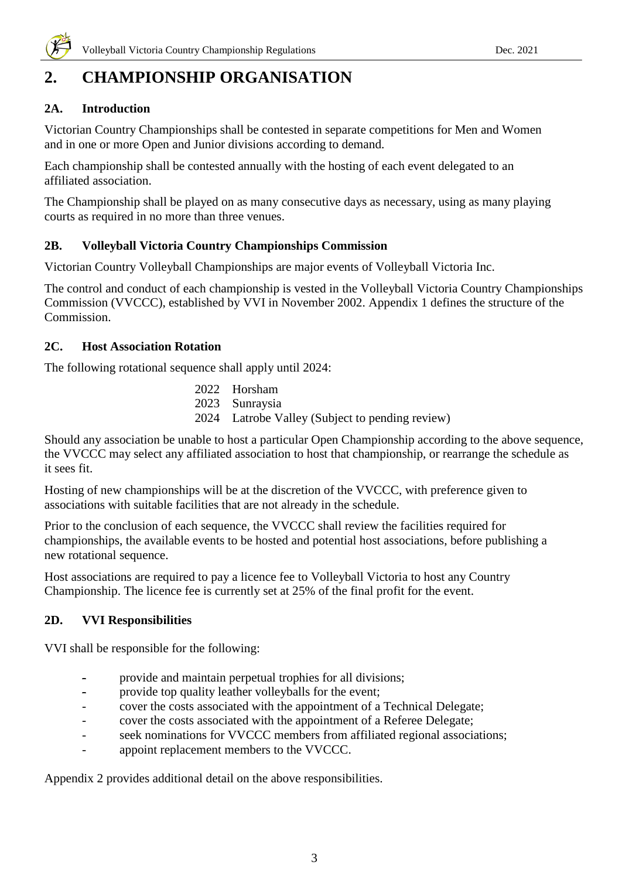# 2. CHAMPIONSHIP ORGANISATION

## 2A. Introduction

Victorian Country Championships shall be contested in separate competitions for Men and Women and in one or more Open and Junior divisions according to demand.

Each championship shall be contested annually with the hosting of each event delegated to an affiliated association.

The Championship shall be played on as many consecutive days as necessary, using as many playing courts as required in no more than three venues.

## 2B. Volleyball Victoria Country Championships Commission

Victorian Country Volleyball Championships are major events of Volleyball Victoria Inc.

The control and conduct of each championship is vested in the Volleyball Victoria Country Championships Commission (VVCCC), established by VVI in November 2002. Appendix 1 defines the structure of the Commission.

## 2C. Host Association Rotation

The following rotational sequence shall apply until 2024:

2022 Horsham
2023 Sunraysia
2024 Latrobe Valley (Subject to pending review)

Should any association be unable to host a particular Open Championship according to the above sequence, the VVCCC may select any affiliated association to host that championship, or rearrange the schedule as it sees fit.

Hosting of new championships will be at the discretion of the VVCCC, with preference given to associations with suitable facilities that are not already in the schedule.

Prior to the conclusion of each sequence, the VVCCC shall review the facilities required for championships, the available events to be hosted and potential host associations, before publishing a new rotational sequence.

Host associations are required to pay a licence fee to Volleyball Victoria to host any Country Championship. The licence fee is currently set at 25% of the final profit for the event.

## 2D. VVI Responsibilities

VVI shall be responsible for the following:

- provide and maintain perpetual trophies for all divisions;
- provide top quality leather volleyballs for the event;
- cover the costs associated with the appointment of a Technical Delegate;
- cover the costs associated with the appointment of a Referee Delegate;
- seek nominations for VVCCC members from affiliated regional associations;
- appoint replacement members to the VVCCC.

Appendix 2 provides additional detail on the above responsibilities.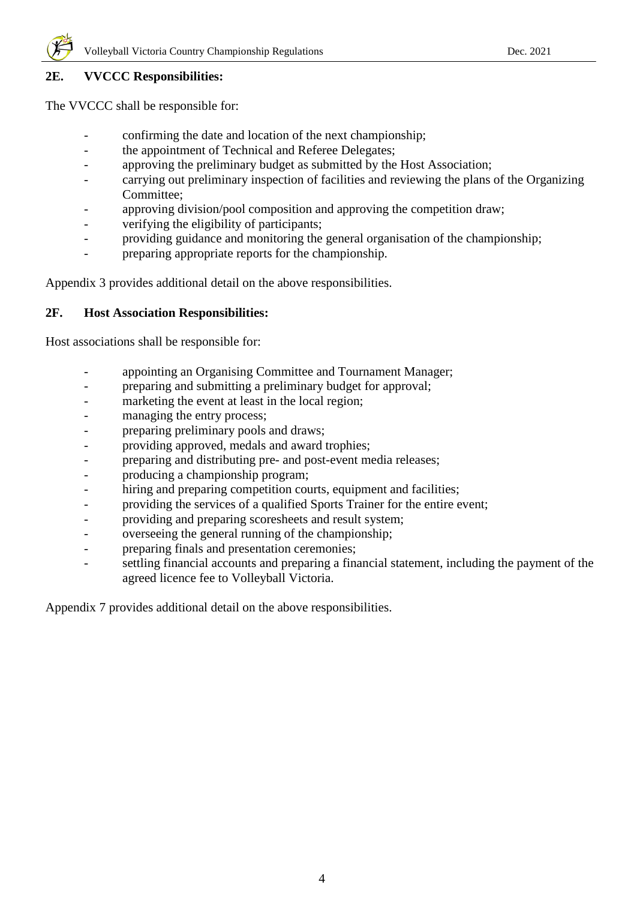## 2E. VVCCC Responsibilities:

The VVCCC shall be responsible for:

- confirming the date and location of the next championship;
- the appointment of Technical and Referee Delegates;
- approving the preliminary budget as submitted by the Host Association;
- carrying out preliminary inspection of facilities and reviewing the plans of the Organizing Committee;
- approving division/pool composition and approving the competition draw;
- verifying the eligibility of participants;
- providing guidance and monitoring the general organisation of the championship;
- preparing appropriate reports for the championship.

Appendix 3 provides additional detail on the above responsibilities.

## 2F. Host Association Responsibilities:

Host associations shall be responsible for:

- appointing an Organising Committee and Tournament Manager;
- preparing and submitting a preliminary budget for approval;
- marketing the event at least in the local region;
- managing the entry process;
- preparing preliminary pools and draws;
- providing approved, medals and award trophies;
- preparing and distributing pre- and post-event media releases;
- producing a championship program;
- hiring and preparing competition courts, equipment and facilities;
- providing the services of a qualified Sports Trainer for the entire event;
- providing and preparing scoresheets and result system;
- overseeing the general running of the championship;
- preparing finals and presentation ceremonies;
- settling financial accounts and preparing a financial statement, including the payment of the agreed licence fee to Volleyball Victoria.

Appendix 7 provides additional detail on the above responsibilities.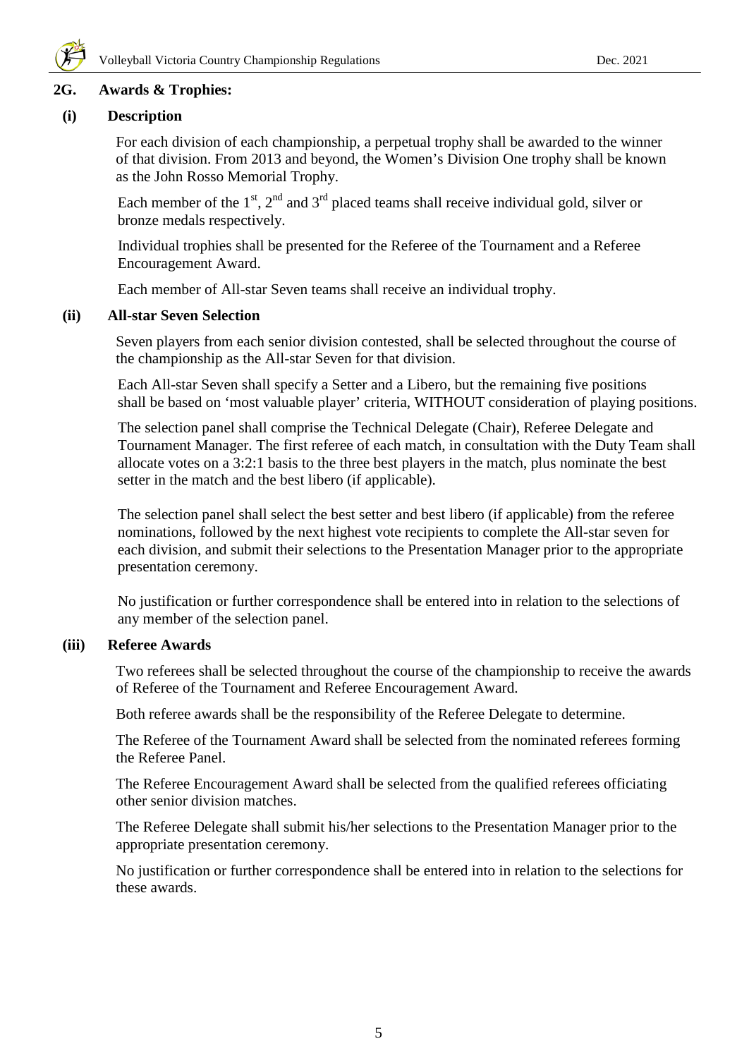## 2G. Awards & Trophies:

### (i) Description

For each division of each championship, a perpetual trophy shall be awarded to the winner of that division. From 2013 and beyond, the Women's Division One trophy shall be known as the John Rosso Memorial Trophy.

Each member of the 1st, 2nd and 3rd placed teams shall receive individual gold, silver or bronze medals respectively.

Individual trophies shall be presented for the Referee of the Tournament and a Referee Encouragement Award.

Each member of All-star Seven teams shall receive an individual trophy.

### (ii) All-star Seven Selection

Seven players from each senior division contested, shall be selected throughout the course of the championship as the All-star Seven for that division.

Each All-star Seven shall specify a Setter and a Libero, but the remaining five positions shall be based on 'most valuable player' criteria, WITHOUT consideration of playing positions.

The selection panel shall comprise the Technical Delegate (Chair), Referee Delegate and Tournament Manager. The first referee of each match, in consultation with the Duty Team shall allocate votes on a 3:2:1 basis to the three best players in the match, plus nominate the best setter in the match and the best libero (if applicable).

The selection panel shall select the best setter and best libero (if applicable) from the referee nominations, followed by the next highest vote recipients to complete the All-star seven for each division, and submit their selections to the Presentation Manager prior to the appropriate presentation ceremony.

No justification or further correspondence shall be entered into in relation to the selections of any member of the selection panel.

### (iii) Referee Awards

Two referees shall be selected throughout the course of the championship to receive the awards of Referee of the Tournament and Referee Encouragement Award.

Both referee awards shall be the responsibility of the Referee Delegate to determine.

The Referee of the Tournament Award shall be selected from the nominated referees forming the Referee Panel.

The Referee Encouragement Award shall be selected from the qualified referees officiating other senior division matches.

The Referee Delegate shall submit his/her selections to the Presentation Manager prior to the appropriate presentation ceremony.

No justification or further correspondence shall be entered into in relation to the selections for these awards.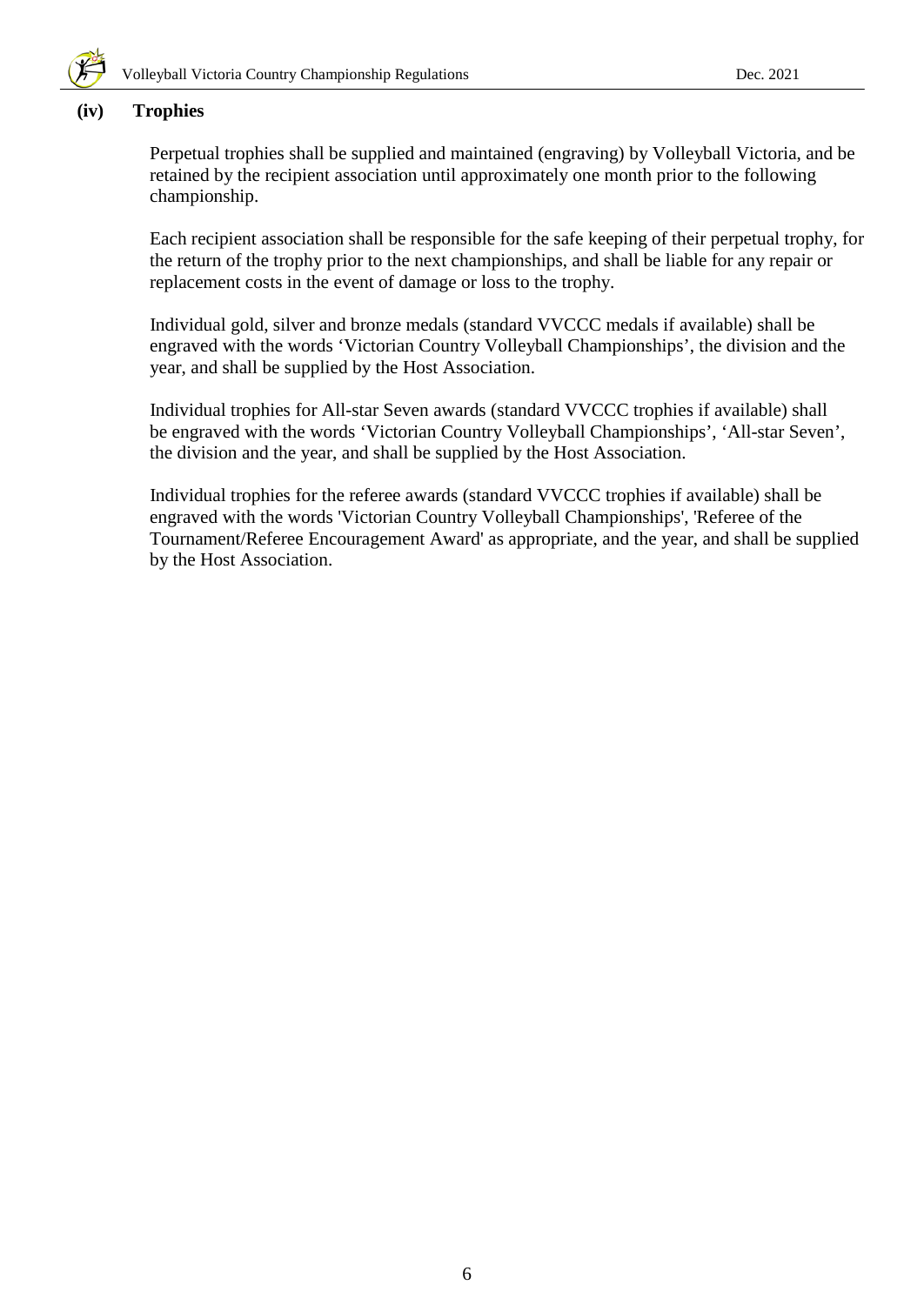### (iv) Trophies

Perpetual trophies shall be supplied and maintained (engraving) by Volleyball Victoria, and be retained by the recipient association until approximately one month prior to the following championship.

Each recipient association shall be responsible for the safe keeping of their perpetual trophy, for the return of the trophy prior to the next championships, and shall be liable for any repair or replacement costs in the event of damage or loss to the trophy.

Individual gold, silver and bronze medals (standard VVCCC medals if available) shall be engraved with the words 'Victorian Country Volleyball Championships', the division and the year, and shall be supplied by the Host Association.

Individual trophies for All-star Seven awards (standard VVCCC trophies if available) shall be engraved with the words 'Victorian Country Volleyball Championships', 'All-star Seven', the division and the year, and shall be supplied by the Host Association.

Individual trophies for the referee awards (standard VVCCC trophies if available) shall be engraved with the words 'Victorian Country Volleyball Championships', 'Referee of the Tournament/Referee Encouragement Award' as appropriate, and the year, and shall be supplied by the Host Association.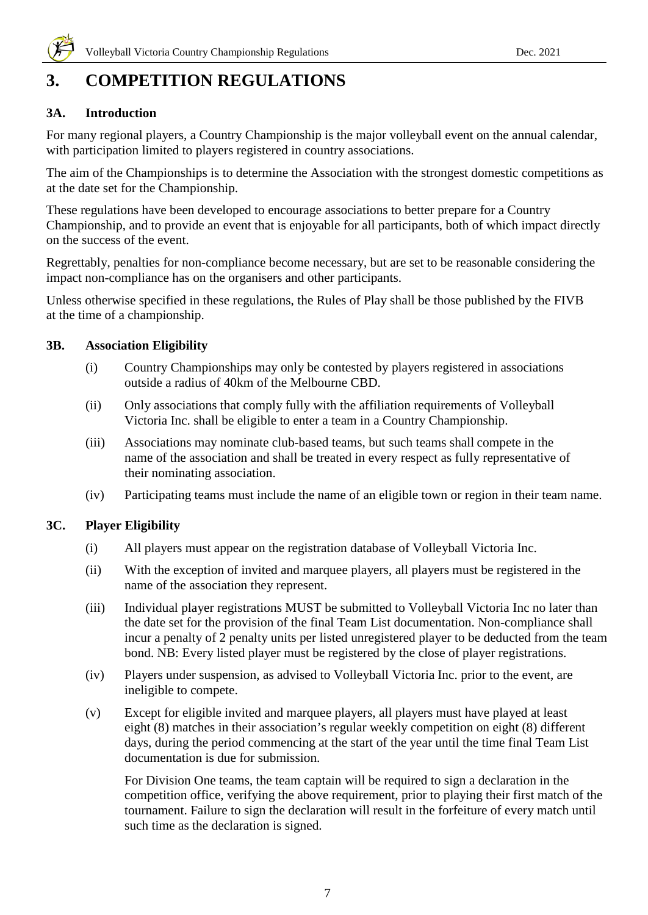# 3. COMPETITION REGULATIONS

### 3A. Introduction

For many regional players, a Country Championship is the major volleyball event on the annual calendar, with participation limited to players registered in country associations.

The aim of the Championships is to determine the Association with the strongest domestic competitions as at the date set for the Championship.

These regulations have been developed to encourage associations to better prepare for a Country Championship, and to provide an event that is enjoyable for all participants, both of which impact directly on the success of the event.

Regrettably, penalties for non-compliance become necessary, but are set to be reasonable considering the impact non-compliance has on the organisers and other participants.

Unless otherwise specified in these regulations, the Rules of Play shall be those published by the FIVB at the time of a championship.

### 3B. Association Eligibility

(i) Country Championships may only be contested by players registered in associations outside a radius of 40km of the Melbourne CBD.

(ii) Only associations that comply fully with the affiliation requirements of Volleyball Victoria Inc. shall be eligible to enter a team in a Country Championship.

(iii) Associations may nominate club-based teams, but such teams shall compete in the name of the association and shall be treated in every respect as fully representative of their nominating association.

(iv) Participating teams must include the name of an eligible town or region in their team name.

### 3C. Player Eligibility

(i) All players must appear on the registration database of Volleyball Victoria Inc.

(ii) With the exception of invited and marquee players, all players must be registered in the name of the association they represent.

(iii) Individual player registrations MUST be submitted to Volleyball Victoria Inc no later than the date set for the provision of the final Team List documentation. Non-compliance shall incur a penalty of 2 penalty units per listed unregistered player to be deducted from the team bond. NB: Every listed player must be registered by the close of player registrations.

(iv) Players under suspension, as advised to Volleyball Victoria Inc. prior to the event, are ineligible to compete.

(v) Except for eligible invited and marquee players, all players must have played at least eight (8) matches in their association's regular weekly competition on eight (8) different days, during the period commencing at the start of the year until the time final Team List documentation is due for submission.

For Division One teams, the team captain will be required to sign a declaration in the competition office, verifying the above requirement, prior to playing their first match of the tournament. Failure to sign the declaration will result in the forfeiture of every match until such time as the declaration is signed.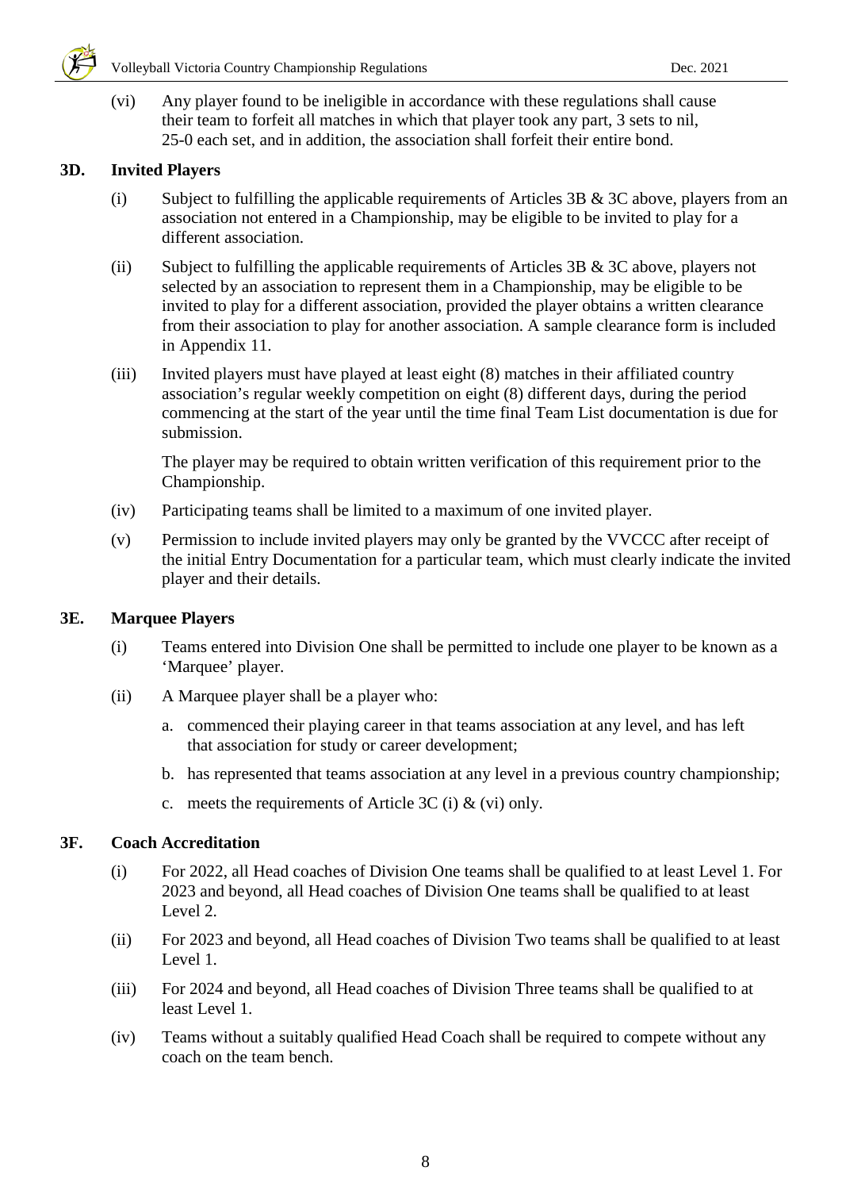(vi) Any player found to be ineligible in accordance with these regulations shall cause their team to forfeit all matches in which that player took any part, 3 sets to nil, 25-0 each set, and in addition, the association shall forfeit their entire bond.

## 3D. Invited Players

(i) Subject to fulfilling the applicable requirements of Articles 3B & 3C above, players from an association not entered in a Championship, may be eligible to be invited to play for a different association.

(ii) Subject to fulfilling the applicable requirements of Articles 3B & 3C above, players not selected by an association to represent them in a Championship, may be eligible to be invited to play for a different association, provided the player obtains a written clearance from their association to play for another association. A sample clearance form is included in Appendix 11.

(iii) Invited players must have played at least eight (8) matches in their affiliated country association's regular weekly competition on eight (8) different days, during the period commencing at the start of the year until the time final Team List documentation is due for submission.

The player may be required to obtain written verification of this requirement prior to the Championship.

(iv) Participating teams shall be limited to a maximum of one invited player.

(v) Permission to include invited players may only be granted by the VVCCC after receipt of the initial Entry Documentation for a particular team, which must clearly indicate the invited player and their details.

## 3E. Marquee Players

(i) Teams entered into Division One shall be permitted to include one player to be known as a 'Marquee' player.

(ii) A Marquee player shall be a player who:

a. commenced their playing career in that teams association at any level, and has left that association for study or career development;

b. has represented that teams association at any level in a previous country championship;

c. meets the requirements of Article 3C (i) & (vi) only.

## 3F. Coach Accreditation

(i) For 2022, all Head coaches of Division One teams shall be qualified to at least Level 1. For 2023 and beyond, all Head coaches of Division One teams shall be qualified to at least Level 2.

(ii) For 2023 and beyond, all Head coaches of Division Two teams shall be qualified to at least Level 1.

(iii) For 2024 and beyond, all Head coaches of Division Three teams shall be qualified to at least Level 1.

(iv) Teams without a suitably qualified Head Coach shall be required to compete without any coach on the team bench.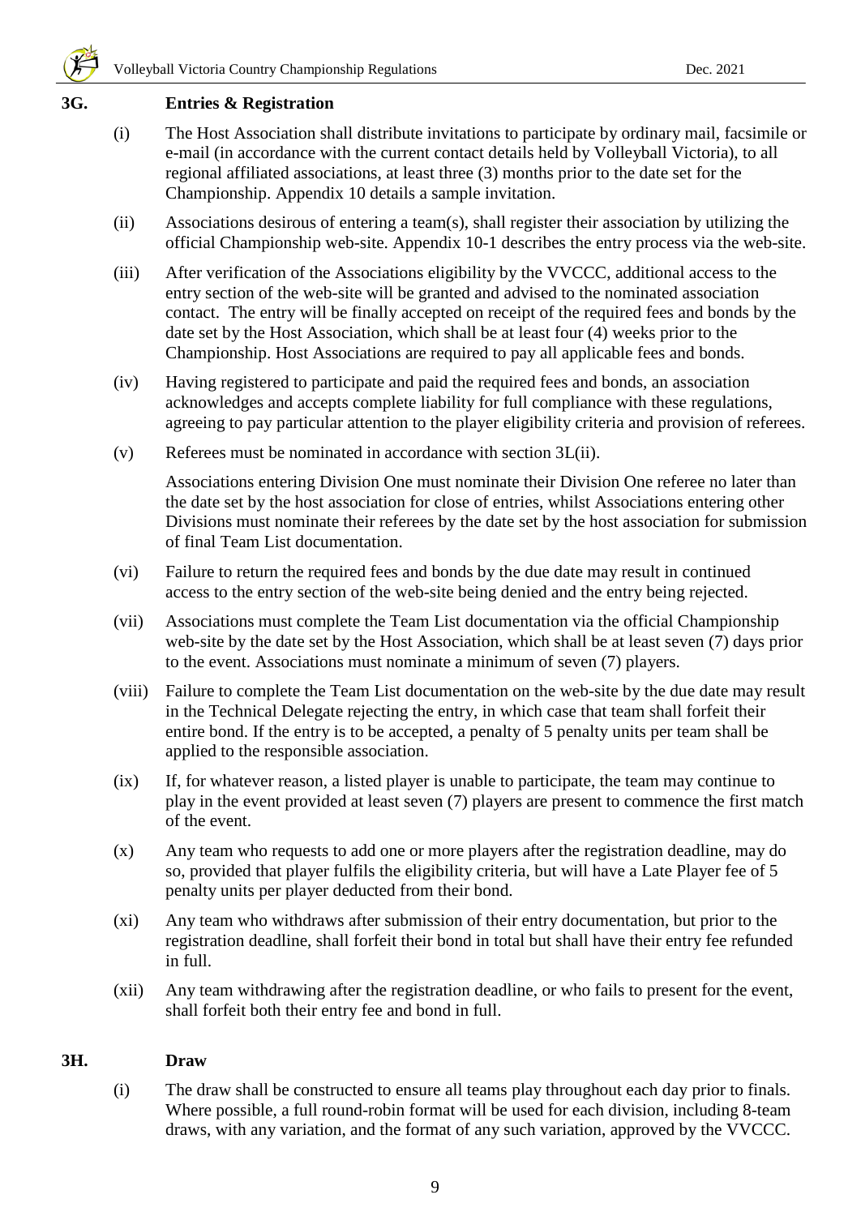## 3G. Entries & Registration

(i) The Host Association shall distribute invitations to participate by ordinary mail, facsimile or e-mail (in accordance with the current contact details held by Volleyball Victoria), to all regional affiliated associations, at least three (3) months prior to the date set for the Championship. Appendix 10 details a sample invitation.

(ii) Associations desirous of entering a team(s), shall register their association by utilizing the official Championship web-site. Appendix 10-1 describes the entry process via the web-site.

(iii) After verification of the Associations eligibility by the VVCCC, additional access to the entry section of the web-site will be granted and advised to the nominated association contact. The entry will be finally accepted on receipt of the required fees and bonds by the date set by the Host Association, which shall be at least four (4) weeks prior to the Championship. Host Associations are required to pay all applicable fees and bonds.

(iv) Having registered to participate and paid the required fees and bonds, an association acknowledges and accepts complete liability for full compliance with these regulations, agreeing to pay particular attention to the player eligibility criteria and provision of referees.

(v) Referees must be nominated in accordance with section 3L(ii).

Associations entering Division One must nominate their Division One referee no later than the date set by the host association for close of entries, whilst Associations entering other Divisions must nominate their referees by the date set by the host association for submission of final Team List documentation.

(vi) Failure to return the required fees and bonds by the due date may result in continued access to the entry section of the web-site being denied and the entry being rejected.

(vii) Associations must complete the Team List documentation via the official Championship web-site by the date set by the Host Association, which shall be at least seven (7) days prior to the event. Associations must nominate a minimum of seven (7) players.

(viii) Failure to complete the Team List documentation on the web-site by the due date may result in the Technical Delegate rejecting the entry, in which case that team shall forfeit their entire bond. If the entry is to be accepted, a penalty of 5 penalty units per team shall be applied to the responsible association.

(ix) If, for whatever reason, a listed player is unable to participate, the team may continue to play in the event provided at least seven (7) players are present to commence the first match of the event.

(x) Any team who requests to add one or more players after the registration deadline, may do so, provided that player fulfils the eligibility criteria, but will have a Late Player fee of 5 penalty units per player deducted from their bond.

(xi) Any team who withdraws after submission of their entry documentation, but prior to the registration deadline, shall forfeit their bond in total but shall have their entry fee refunded in full.

(xii) Any team withdrawing after the registration deadline, or who fails to present for the event, shall forfeit both their entry fee and bond in full.

## 3H. Draw

(i) The draw shall be constructed to ensure all teams play throughout each day prior to finals. Where possible, a full round-robin format will be used for each division, including 8-team draws, with any variation, and the format of any such variation, approved by the VVCCC.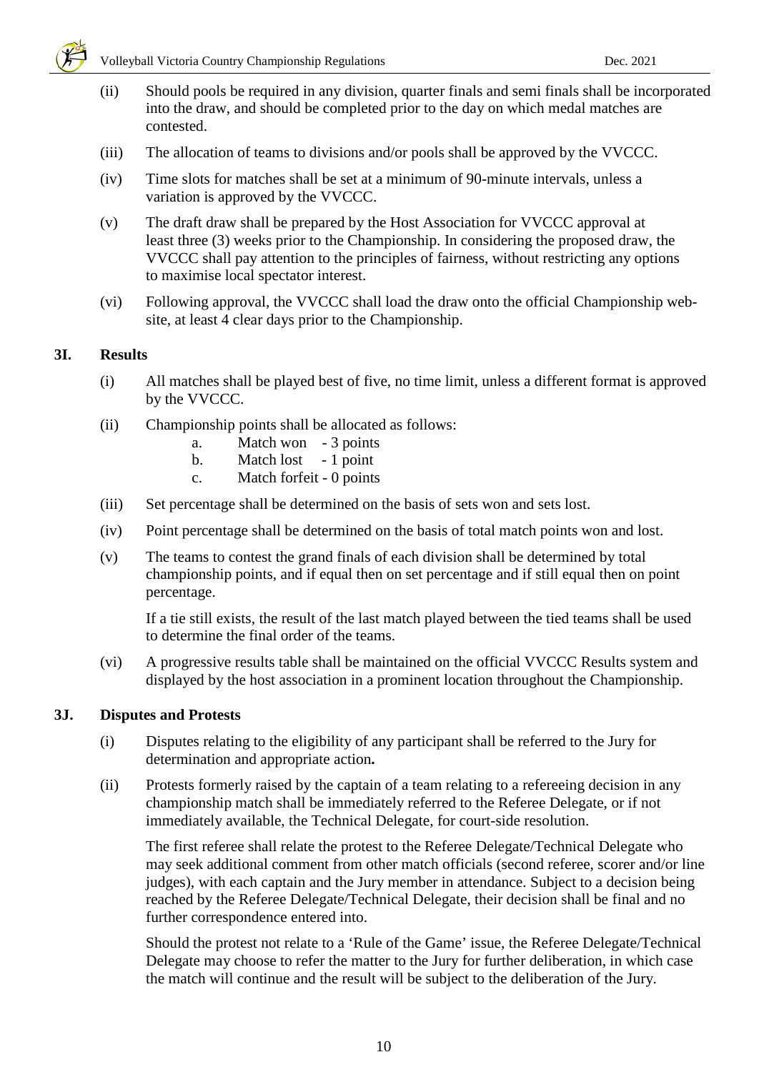(ii) Should pools be required in any division, quarter finals and semi finals shall be incorporated into the draw, and should be completed prior to the day on which medal matches are contested.

(iii) The allocation of teams to divisions and/or pools shall be approved by the VVCCC.

(iv) Time slots for matches shall be set at a minimum of 90-minute intervals, unless a variation is approved by the VVCCC.

(v) The draft draw shall be prepared by the Host Association for VVCCC approval at least three (3) weeks prior to the Championship. In considering the proposed draw, the VVCCC shall pay attention to the principles of fairness, without restricting any options to maximise local spectator interest.

(vi) Following approval, the VVCCC shall load the draw onto the official Championship web-site, at least 4 clear days prior to the Championship.

## 3I. Results

(i) All matches shall be played best of five, no time limit, unless a different format is approved by the VVCCC.

(ii) Championship points shall be allocated as follows:

- a. Match won - 3 points
- b. Match lost - 1 point
- c. Match forfeit - 0 points

(iii) Set percentage shall be determined on the basis of sets won and sets lost.

(iv) Point percentage shall be determined on the basis of total match points won and lost.

(v) The teams to contest the grand finals of each division shall be determined by total championship points, and if equal then on set percentage and if still equal then on point percentage.

If a tie still exists, the result of the last match played between the tied teams shall be used to determine the final order of the teams.

(vi) A progressive results table shall be maintained on the official VVCCC Results system and displayed by the host association in a prominent location throughout the Championship.

## 3J. Disputes and Protests

(i) Disputes relating to the eligibility of any participant shall be referred to the Jury for determination and appropriate action**.**

(ii) Protests formerly raised by the captain of a team relating to a refereeing decision in any championship match shall be immediately referred to the Referee Delegate, or if not immediately available, the Technical Delegate, for court-side resolution.

The first referee shall relate the protest to the Referee Delegate/Technical Delegate who may seek additional comment from other match officials (second referee, scorer and/or line judges), with each captain and the Jury member in attendance. Subject to a decision being reached by the Referee Delegate/Technical Delegate, their decision shall be final and no further correspondence entered into.

Should the protest not relate to a 'Rule of the Game' issue, the Referee Delegate/Technical Delegate may choose to refer the matter to the Jury for further deliberation, in which case the match will continue and the result will be subject to the deliberation of the Jury.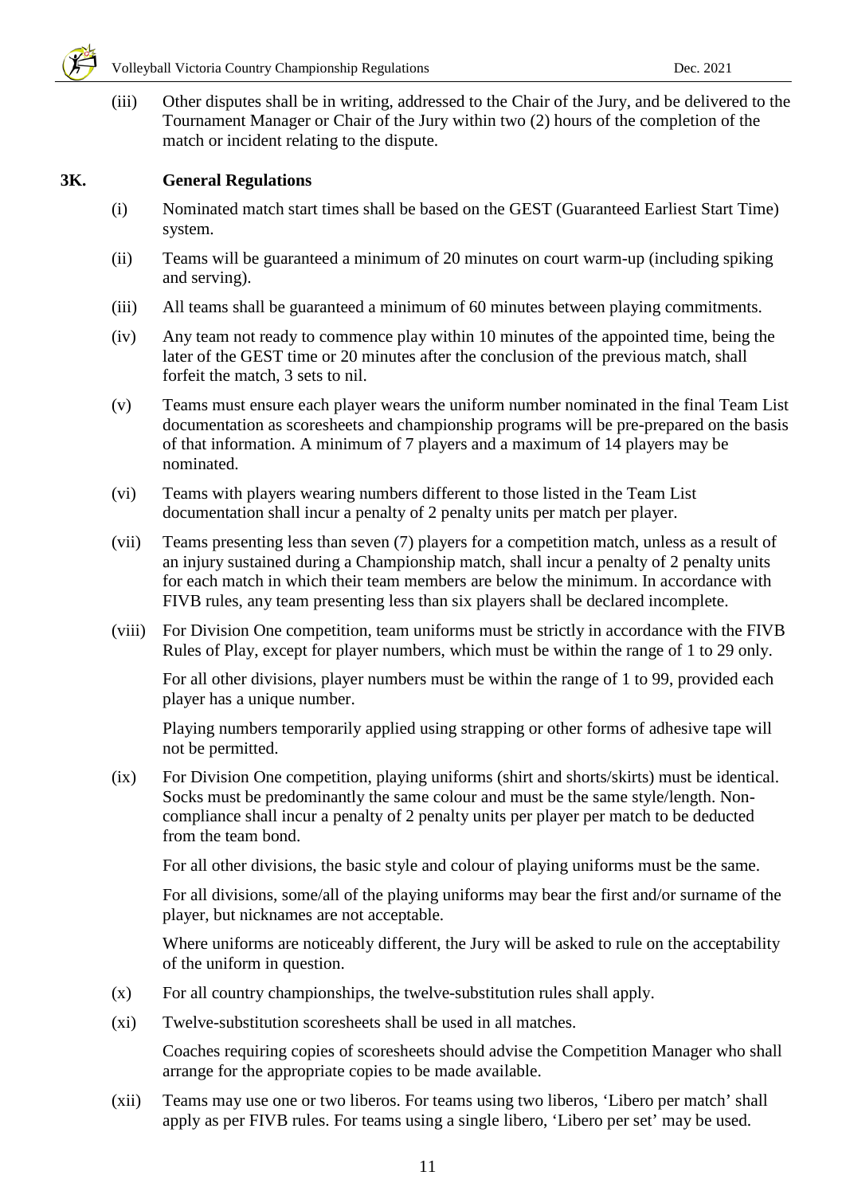(iii) Other disputes shall be in writing, addressed to the Chair of the Jury, and be delivered to the Tournament Manager or Chair of the Jury within two (2) hours of the completion of the match or incident relating to the dispute.

## 3K. General Regulations

(i) Nominated match start times shall be based on the GEST (Guaranteed Earliest Start Time) system.

(ii) Teams will be guaranteed a minimum of 20 minutes on court warm-up (including spiking and serving).

(iii) All teams shall be guaranteed a minimum of 60 minutes between playing commitments.

(iv) Any team not ready to commence play within 10 minutes of the appointed time, being the later of the GEST time or 20 minutes after the conclusion of the previous match, shall forfeit the match, 3 sets to nil.

(v) Teams must ensure each player wears the uniform number nominated in the final Team List documentation as scoresheets and championship programs will be pre-prepared on the basis of that information. A minimum of 7 players and a maximum of 14 players may be nominated.

(vi) Teams with players wearing numbers different to those listed in the Team List documentation shall incur a penalty of 2 penalty units per match per player.

(vii) Teams presenting less than seven (7) players for a competition match, unless as a result of an injury sustained during a Championship match, shall incur a penalty of 2 penalty units for each match in which their team members are below the minimum. In accordance with FIVB rules, any team presenting less than six players shall be declared incomplete.

(viii) For Division One competition, team uniforms must be strictly in accordance with the FIVB Rules of Play, except for player numbers, which must be within the range of 1 to 29 only.

For all other divisions, player numbers must be within the range of 1 to 99, provided each player has a unique number.

Playing numbers temporarily applied using strapping or other forms of adhesive tape will not be permitted.

(ix) For Division One competition, playing uniforms (shirt and shorts/skirts) must be identical. Socks must be predominantly the same colour and must be the same style/length. Non-compliance shall incur a penalty of 2 penalty units per player per match to be deducted from the team bond.

For all other divisions, the basic style and colour of playing uniforms must be the same.

For all divisions, some/all of the playing uniforms may bear the first and/or surname of the player, but nicknames are not acceptable.

Where uniforms are noticeably different, the Jury will be asked to rule on the acceptability of the uniform in question.

(x) For all country championships, the twelve-substitution rules shall apply.

(xi) Twelve-substitution scoresheets shall be used in all matches.

Coaches requiring copies of scoresheets should advise the Competition Manager who shall arrange for the appropriate copies to be made available.

(xii) Teams may use one or two liberos. For teams using two liberos, 'Libero per match' shall apply as per FIVB rules. For teams using a single libero, 'Libero per set' may be used.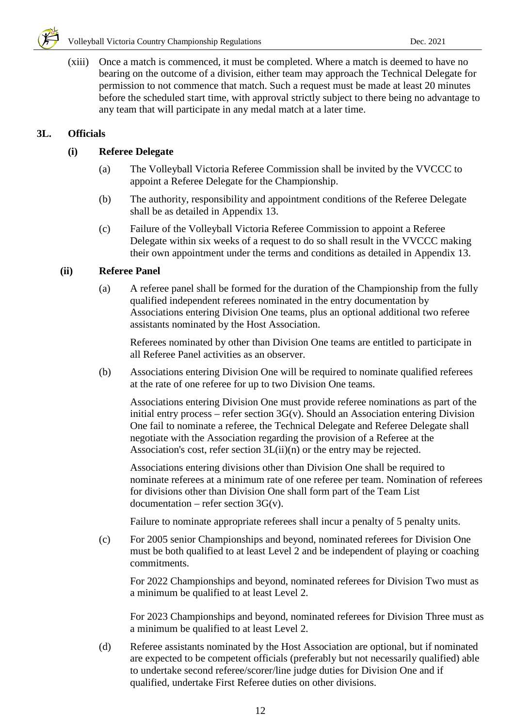(xiii) Once a match is commenced, it must be completed. Where a match is deemed to have no bearing on the outcome of a division, either team may approach the Technical Delegate for permission to not commence that match. Such a request must be made at least 20 minutes before the scheduled start time, with approval strictly subject to there being no advantage to any team that will participate in any medal match at a later time.

## 3L. Officials

### (i) Referee Delegate

(a) The Volleyball Victoria Referee Commission shall be invited by the VVCCC to appoint a Referee Delegate for the Championship.

(b) The authority, responsibility and appointment conditions of the Referee Delegate shall be as detailed in Appendix 13.

(c) Failure of the Volleyball Victoria Referee Commission to appoint a Referee Delegate within six weeks of a request to do so shall result in the VVCCC making their own appointment under the terms and conditions as detailed in Appendix 13.

### (ii) Referee Panel

(a) A referee panel shall be formed for the duration of the Championship from the fully qualified independent referees nominated in the entry documentation by Associations entering Division One teams, plus an optional additional two referee assistants nominated by the Host Association.

Referees nominated by other than Division One teams are entitled to participate in all Referee Panel activities as an observer.

(b) Associations entering Division One will be required to nominate qualified referees at the rate of one referee for up to two Division One teams.

Associations entering Division One must provide referee nominations as part of the initial entry process – refer section 3G(v). Should an Association entering Division One fail to nominate a referee, the Technical Delegate and Referee Delegate shall negotiate with the Association regarding the provision of a Referee at the Association's cost, refer section 3L(ii)(n) or the entry may be rejected.

Associations entering divisions other than Division One shall be required to nominate referees at a minimum rate of one referee per team. Nomination of referees for divisions other than Division One shall form part of the Team List documentation – refer section 3G(v).

Failure to nominate appropriate referees shall incur a penalty of 5 penalty units.

(c) For 2005 senior Championships and beyond, nominated referees for Division One must be both qualified to at least Level 2 and be independent of playing or coaching commitments.

For 2022 Championships and beyond, nominated referees for Division Two must as a minimum be qualified to at least Level 2.

For 2023 Championships and beyond, nominated referees for Division Three must as a minimum be qualified to at least Level 2.

(d) Referee assistants nominated by the Host Association are optional, but if nominated are expected to be competent officials (preferably but not necessarily qualified) able to undertake second referee/scorer/line judge duties for Division One and if qualified, undertake First Referee duties on other divisions.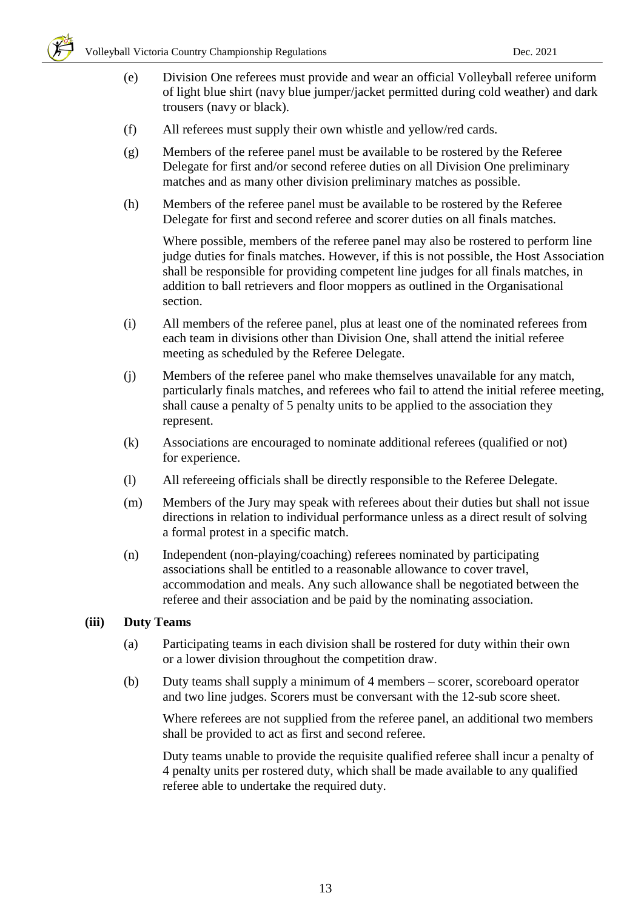(e) Division One referees must provide and wear an official Volleyball referee uniform of light blue shirt (navy blue jumper/jacket permitted during cold weather) and dark trousers (navy or black).

(f) All referees must supply their own whistle and yellow/red cards.

(g) Members of the referee panel must be available to be rostered by the Referee Delegate for first and/or second referee duties on all Division One preliminary matches and as many other division preliminary matches as possible.

(h) Members of the referee panel must be available to be rostered by the Referee Delegate for first and second referee and scorer duties on all finals matches.

Where possible, members of the referee panel may also be rostered to perform line judge duties for finals matches. However, if this is not possible, the Host Association shall be responsible for providing competent line judges for all finals matches, in addition to ball retrievers and floor moppers as outlined in the Organisational section.

(i) All members of the referee panel, plus at least one of the nominated referees from each team in divisions other than Division One, shall attend the initial referee meeting as scheduled by the Referee Delegate.

(j) Members of the referee panel who make themselves unavailable for any match, particularly finals matches, and referees who fail to attend the initial referee meeting, shall cause a penalty of 5 penalty units to be applied to the association they represent.

(k) Associations are encouraged to nominate additional referees (qualified or not) for experience.

(l) All refereeing officials shall be directly responsible to the Referee Delegate.

(m) Members of the Jury may speak with referees about their duties but shall not issue directions in relation to individual performance unless as a direct result of solving a formal protest in a specific match.

(n) Independent (non-playing/coaching) referees nominated by participating associations shall be entitled to a reasonable allowance to cover travel, accommodation and meals. Any such allowance shall be negotiated between the referee and their association and be paid by the nominating association.

**(iii) Duty Teams**

(a) Participating teams in each division shall be rostered for duty within their own or a lower division throughout the competition draw.

(b) Duty teams shall supply a minimum of 4 members – scorer, scoreboard operator and two line judges. Scorers must be conversant with the 12-sub score sheet.

Where referees are not supplied from the referee panel, an additional two members shall be provided to act as first and second referee.

Duty teams unable to provide the requisite qualified referee shall incur a penalty of 4 penalty units per rostered duty, which shall be made available to any qualified referee able to undertake the required duty.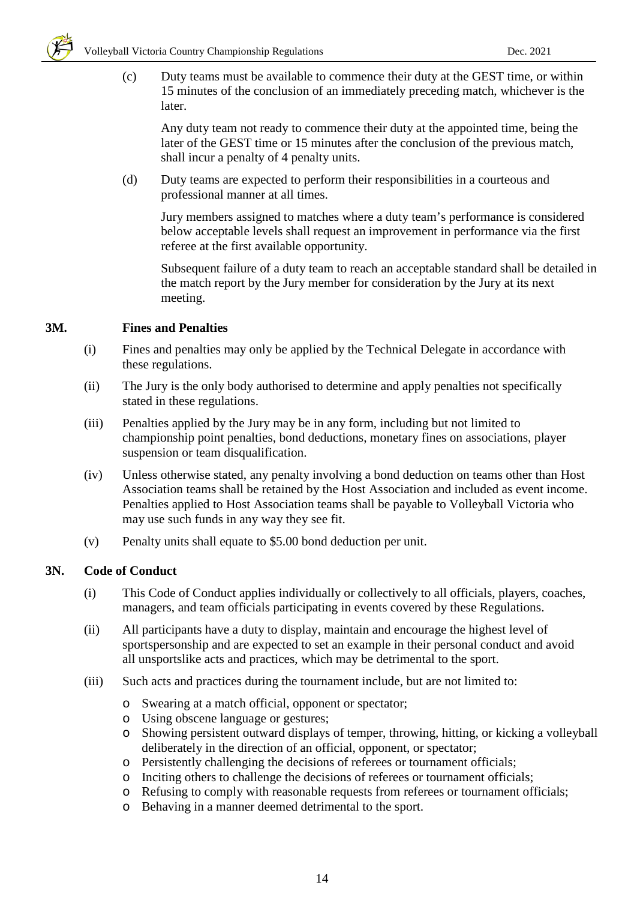(c) Duty teams must be available to commence their duty at the GEST time, or within 15 minutes of the conclusion of an immediately preceding match, whichever is the later.

Any duty team not ready to commence their duty at the appointed time, being the later of the GEST time or 15 minutes after the conclusion of the previous match, shall incur a penalty of 4 penalty units.

(d) Duty teams are expected to perform their responsibilities in a courteous and professional manner at all times.

Jury members assigned to matches where a duty team's performance is considered below acceptable levels shall request an improvement in performance via the first referee at the first available opportunity.

Subsequent failure of a duty team to reach an acceptable standard shall be detailed in the match report by the Jury member for consideration by the Jury at its next meeting.

## 3M. Fines and Penalties

(i) Fines and penalties may only be applied by the Technical Delegate in accordance with these regulations.

(ii) The Jury is the only body authorised to determine and apply penalties not specifically stated in these regulations.

(iii) Penalties applied by the Jury may be in any form, including but not limited to championship point penalties, bond deductions, monetary fines on associations, player suspension or team disqualification.

(iv) Unless otherwise stated, any penalty involving a bond deduction on teams other than Host Association teams shall be retained by the Host Association and included as event income. Penalties applied to Host Association teams shall be payable to Volleyball Victoria who may use such funds in any way they see fit.

(v) Penalty units shall equate to $5.00 bond deduction per unit.

## 3N. Code of Conduct

(i) This Code of Conduct applies individually or collectively to all officials, players, coaches, managers, and team officials participating in events covered by these Regulations.

(ii) All participants have a duty to display, maintain and encourage the highest level of sportspersonship and are expected to set an example in their personal conduct and avoid all unsportslike acts and practices, which may be detrimental to the sport.

(iii) Such acts and practices during the tournament include, but are not limited to:

- Swearing at a match official, opponent or spectator;
- Using obscene language or gestures;
- Showing persistent outward displays of temper, throwing, hitting, or kicking a volleyball deliberately in the direction of an official, opponent, or spectator;
- Persistently challenging the decisions of referees or tournament officials;
- Inciting others to challenge the decisions of referees or tournament officials;
- Refusing to comply with reasonable requests from referees or tournament officials;
- Behaving in a manner deemed detrimental to the sport.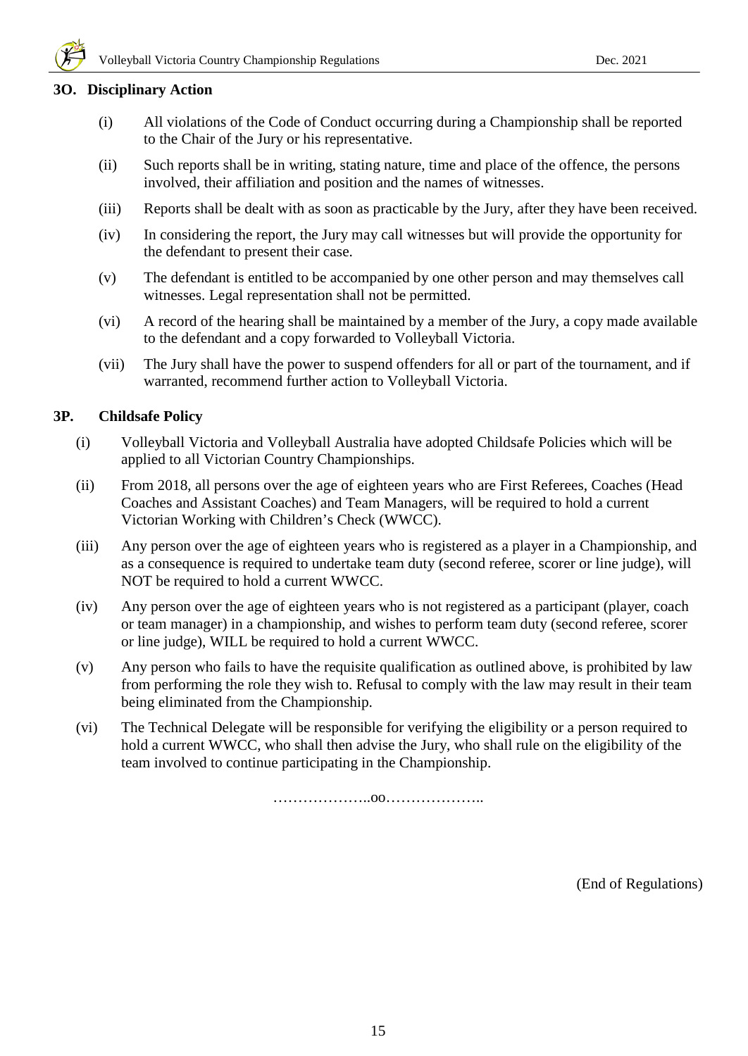### 3O. Disciplinary Action

(i) All violations of the Code of Conduct occurring during a Championship shall be reported to the Chair of the Jury or his representative.

(ii) Such reports shall be in writing, stating nature, time and place of the offence, the persons involved, their affiliation and position and the names of witnesses.

(iii) Reports shall be dealt with as soon as practicable by the Jury, after they have been received.

(iv) In considering the report, the Jury may call witnesses but will provide the opportunity for the defendant to present their case.

(v) The defendant is entitled to be accompanied by one other person and may themselves call witnesses. Legal representation shall not be permitted.

(vi) A record of the hearing shall be maintained by a member of the Jury, a copy made available to the defendant and a copy forwarded to Volleyball Victoria.

(vii) The Jury shall have the power to suspend offenders for all or part of the tournament, and if warranted, recommend further action to Volleyball Victoria.

### 3P. Childsafe Policy

(i) Volleyball Victoria and Volleyball Australia have adopted Childsafe Policies which will be applied to all Victorian Country Championships.

(ii) From 2018, all persons over the age of eighteen years who are First Referees, Coaches (Head Coaches and Assistant Coaches) and Team Managers, will be required to hold a current Victorian Working with Children's Check (WWCC).

(iii) Any person over the age of eighteen years who is registered as a player in a Championship, and as a consequence is required to undertake team duty (second referee, scorer or line judge), will NOT be required to hold a current WWCC.

(iv) Any person over the age of eighteen years who is not registered as a participant (player, coach or team manager) in a championship, and wishes to perform team duty (second referee, scorer or line judge), WILL be required to hold a current WWCC.

(v) Any person who fails to have the requisite qualification as outlined above, is prohibited by law from performing the role they wish to. Refusal to comply with the law may result in their team being eliminated from the Championship.

(vi) The Technical Delegate will be responsible for verifying the eligibility or a person required to hold a current WWCC, who shall then advise the Jury, who shall rule on the eligibility of the team involved to continue participating in the Championship.

………………..oo………………..

(End of Regulations)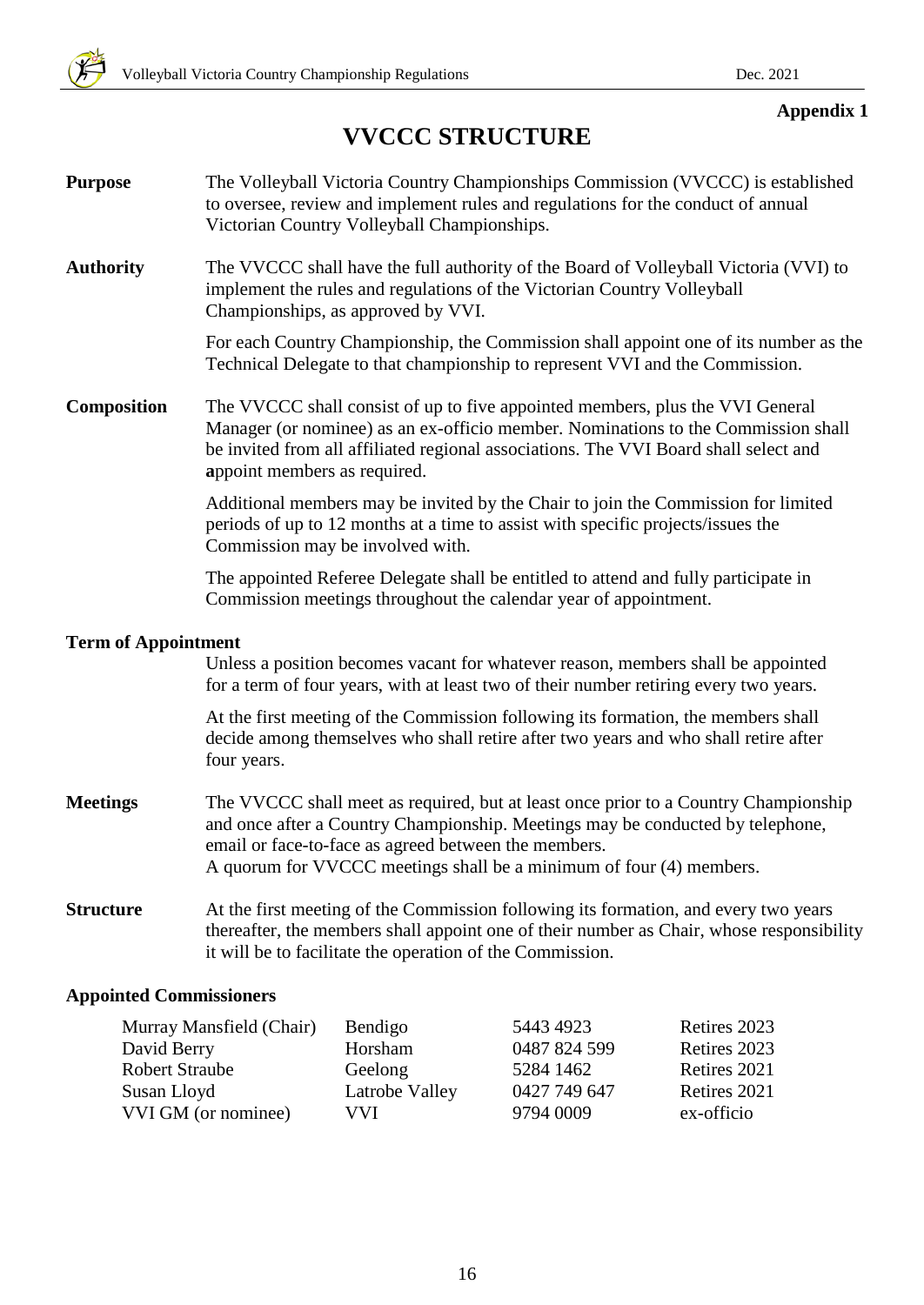**Appendix 1**

# VVCCC STRUCTURE

**Purpose**

The Volleyball Victoria Country Championships Commission (VVCCC) is established to oversee, review and implement rules and regulations for the conduct of annual Victorian Country Volleyball Championships.

**Authority**

The VVCCC shall have the full authority of the Board of Volleyball Victoria (VVI) to implement the rules and regulations of the Victorian Country Volleyball Championships, as approved by VVI.

For each Country Championship, the Commission shall appoint one of its number as the Technical Delegate to that championship to represent VVI and the Commission.

**Composition**

The VVCCC shall consist of up to five appointed members, plus the VVI General Manager (or nominee) as an ex-officio member. Nominations to the Commission shall be invited from all affiliated regional associations. The VVI Board shall select and **a**ppoint members as required.

Additional members may be invited by the Chair to join the Commission for limited periods of up to 12 months at a time to assist with specific projects/issues the Commission may be involved with.

The appointed Referee Delegate shall be entitled to attend and fully participate in Commission meetings throughout the calendar year of appointment.

**Term of Appointment**

Unless a position becomes vacant for whatever reason, members shall be appointed for a term of four years, with at least two of their number retiring every two years.

At the first meeting of the Commission following its formation, the members shall decide among themselves who shall retire after two years and who shall retire after four years.

**Meetings**

The VVCCC shall meet as required, but at least once prior to a Country Championship and once after a Country Championship. Meetings may be conducted by telephone, email or face-to-face as agreed between the members.
A quorum for VVCCC meetings shall be a minimum of four (4) members.

**Structure**

At the first meeting of the Commission following its formation, and every two years thereafter, the members shall appoint one of their number as Chair, whose responsibility it will be to facilitate the operation of the Commission.

**Appointed Commissioners**

| | | | |
|---|---|---|---|
| Murray Mansfield (Chair) | Bendigo | 5443 4923 | Retires 2023 |
| David Berry | Horsham | 0487 824 599 | Retires 2023 |
| Robert Straube | Geelong | 5284 1462 | Retires 2021 |
| Susan Lloyd | Latrobe Valley | 0427 749 647 | Retires 2021 |
| VVI GM (or nominee) | VVI | 9794 0009 | ex-officio |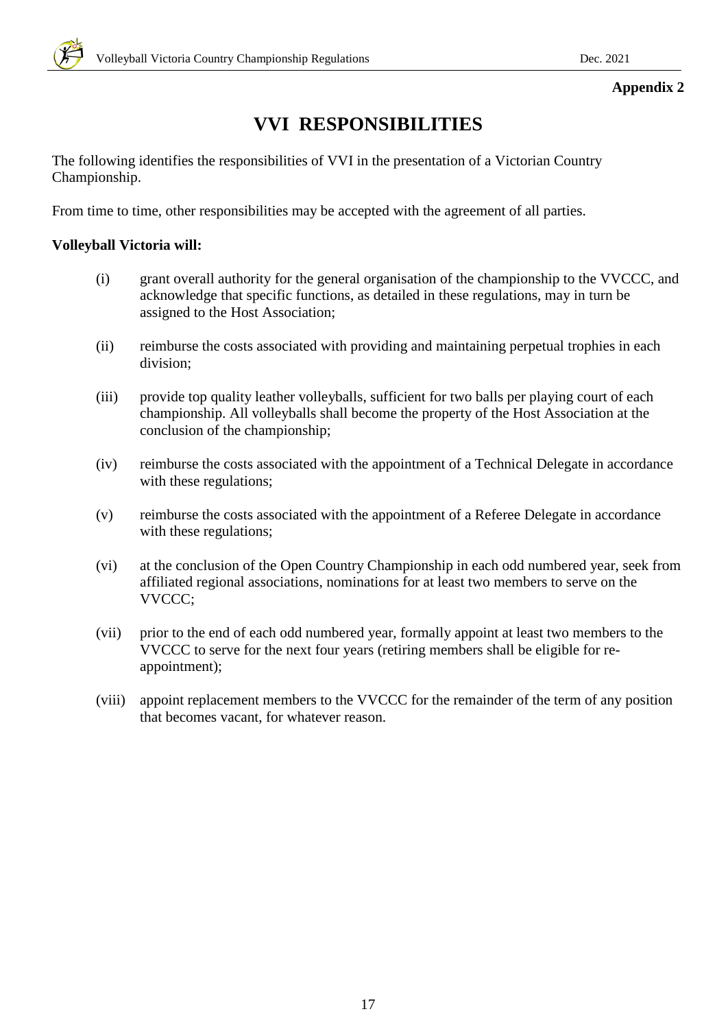**Appendix 2**

# VVI RESPONSIBILITIES

The following identifies the responsibilities of VVI in the presentation of a Victorian Country Championship.

From time to time, other responsibilities may be accepted with the agreement of all parties.

**Volleyball Victoria will:**

(i) grant overall authority for the general organisation of the championship to the VVCCC, and acknowledge that specific functions, as detailed in these regulations, may in turn be assigned to the Host Association;

(ii) reimburse the costs associated with providing and maintaining perpetual trophies in each division;

(iii) provide top quality leather volleyballs, sufficient for two balls per playing court of each championship. All volleyballs shall become the property of the Host Association at the conclusion of the championship;

(iv) reimburse the costs associated with the appointment of a Technical Delegate in accordance with these regulations;

(v) reimburse the costs associated with the appointment of a Referee Delegate in accordance with these regulations;

(vi) at the conclusion of the Open Country Championship in each odd numbered year, seek from affiliated regional associations, nominations for at least two members to serve on the VVCCC;

(vii) prior to the end of each odd numbered year, formally appoint at least two members to the VVCCC to serve for the next four years (retiring members shall be eligible for re-appointment);

(viii) appoint replacement members to the VVCCC for the remainder of the term of any position that becomes vacant, for whatever reason.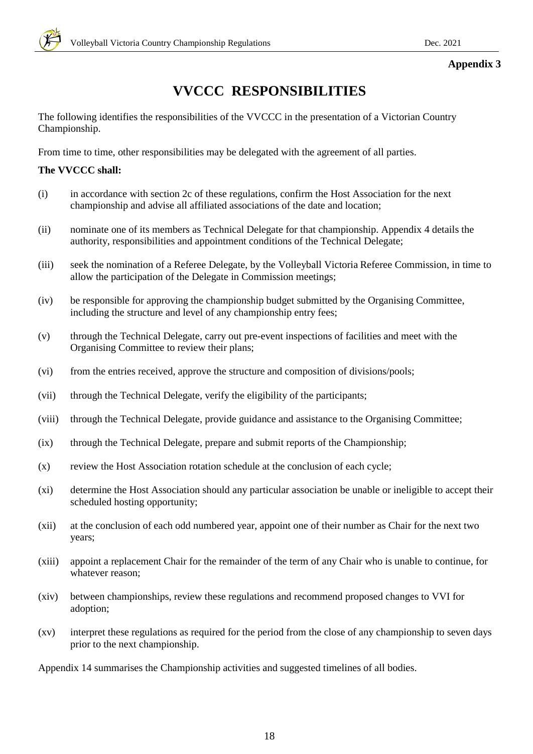**Appendix 3**

# VVCCC RESPONSIBILITIES

The following identifies the responsibilities of the VVCCC in the presentation of a Victorian Country Championship.

From time to time, other responsibilities may be delegated with the agreement of all parties.

**The VVCCC shall:**

(i) in accordance with section 2c of these regulations, confirm the Host Association for the next championship and advise all affiliated associations of the date and location;

(ii) nominate one of its members as Technical Delegate for that championship. Appendix 4 details the authority, responsibilities and appointment conditions of the Technical Delegate;

(iii) seek the nomination of a Referee Delegate, by the Volleyball Victoria Referee Commission, in time to allow the participation of the Delegate in Commission meetings;

(iv) be responsible for approving the championship budget submitted by the Organising Committee, including the structure and level of any championship entry fees;

(v) through the Technical Delegate, carry out pre-event inspections of facilities and meet with the Organising Committee to review their plans;

(vi) from the entries received, approve the structure and composition of divisions/pools;

(vii) through the Technical Delegate, verify the eligibility of the participants;

(viii) through the Technical Delegate, provide guidance and assistance to the Organising Committee;

(ix) through the Technical Delegate, prepare and submit reports of the Championship;

(x) review the Host Association rotation schedule at the conclusion of each cycle;

(xi) determine the Host Association should any particular association be unable or ineligible to accept their scheduled hosting opportunity;

(xii) at the conclusion of each odd numbered year, appoint one of their number as Chair for the next two years;

(xiii) appoint a replacement Chair for the remainder of the term of any Chair who is unable to continue, for whatever reason;

(xiv) between championships, review these regulations and recommend proposed changes to VVI for adoption;

(xv) interpret these regulations as required for the period from the close of any championship to seven days prior to the next championship.

Appendix 14 summarises the Championship activities and suggested timelines of all bodies.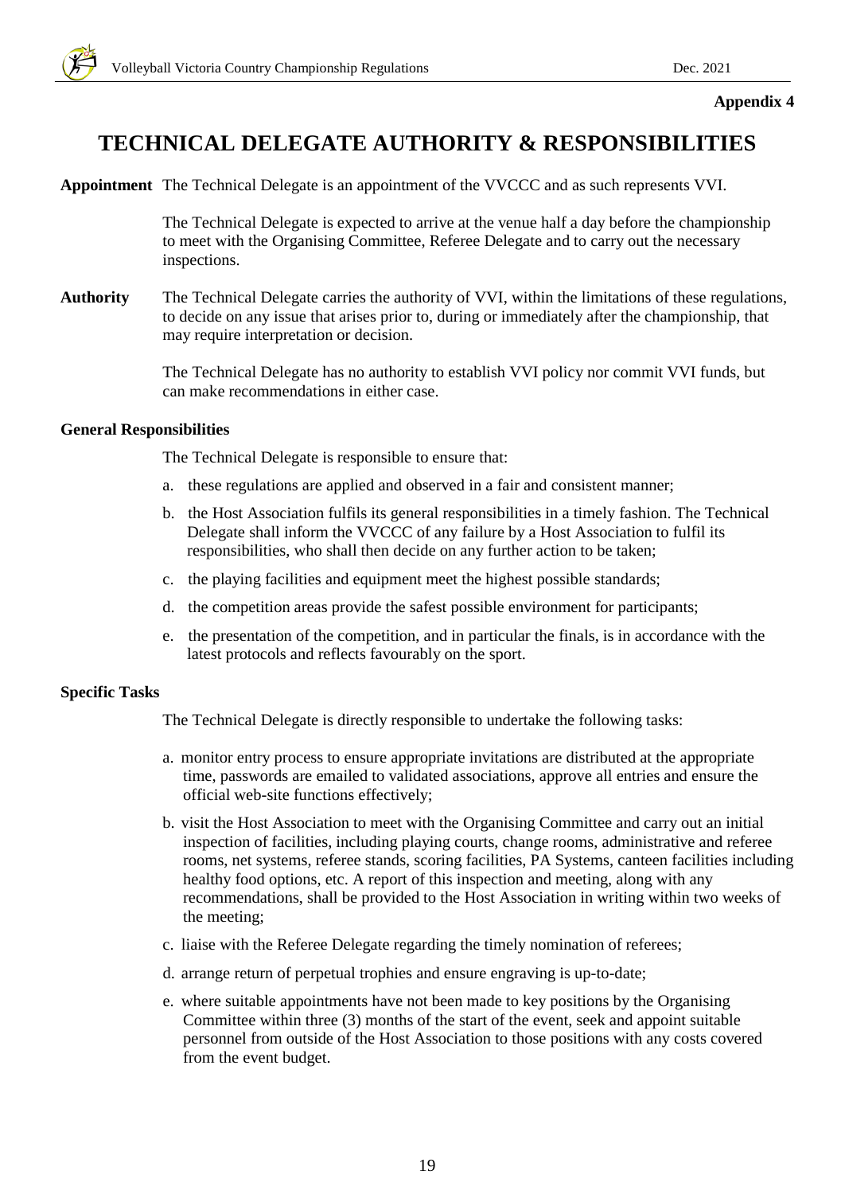**Appendix 4**

# TECHNICAL DELEGATE AUTHORITY & RESPONSIBILITIES

**Appointment** The Technical Delegate is an appointment of the VVCCC and as such represents VVI.

The Technical Delegate is expected to arrive at the venue half a day before the championship to meet with the Organising Committee, Referee Delegate and to carry out the necessary inspections.

**Authority** The Technical Delegate carries the authority of VVI, within the limitations of these regulations, to decide on any issue that arises prior to, during or immediately after the championship, that may require interpretation or decision.

The Technical Delegate has no authority to establish VVI policy nor commit VVI funds, but can make recommendations in either case.

**General Responsibilities**

The Technical Delegate is responsible to ensure that:

a. these regulations are applied and observed in a fair and consistent manner;

b. the Host Association fulfils its general responsibilities in a timely fashion. The Technical Delegate shall inform the VVCCC of any failure by a Host Association to fulfil its responsibilities, who shall then decide on any further action to be taken;

c. the playing facilities and equipment meet the highest possible standards;

d. the competition areas provide the safest possible environment for participants;

e. the presentation of the competition, and in particular the finals, is in accordance with the latest protocols and reflects favourably on the sport.

**Specific Tasks**

The Technical Delegate is directly responsible to undertake the following tasks:

a. monitor entry process to ensure appropriate invitations are distributed at the appropriate time, passwords are emailed to validated associations, approve all entries and ensure the official web-site functions effectively;

b. visit the Host Association to meet with the Organising Committee and carry out an initial inspection of facilities, including playing courts, change rooms, administrative and referee rooms, net systems, referee stands, scoring facilities, PA Systems, canteen facilities including healthy food options, etc. A report of this inspection and meeting, along with any recommendations, shall be provided to the Host Association in writing within two weeks of the meeting;

c. liaise with the Referee Delegate regarding the timely nomination of referees;

d. arrange return of perpetual trophies and ensure engraving is up-to-date;

e. where suitable appointments have not been made to key positions by the Organising Committee within three (3) months of the start of the event, seek and appoint suitable personnel from outside of the Host Association to those positions with any costs covered from the event budget.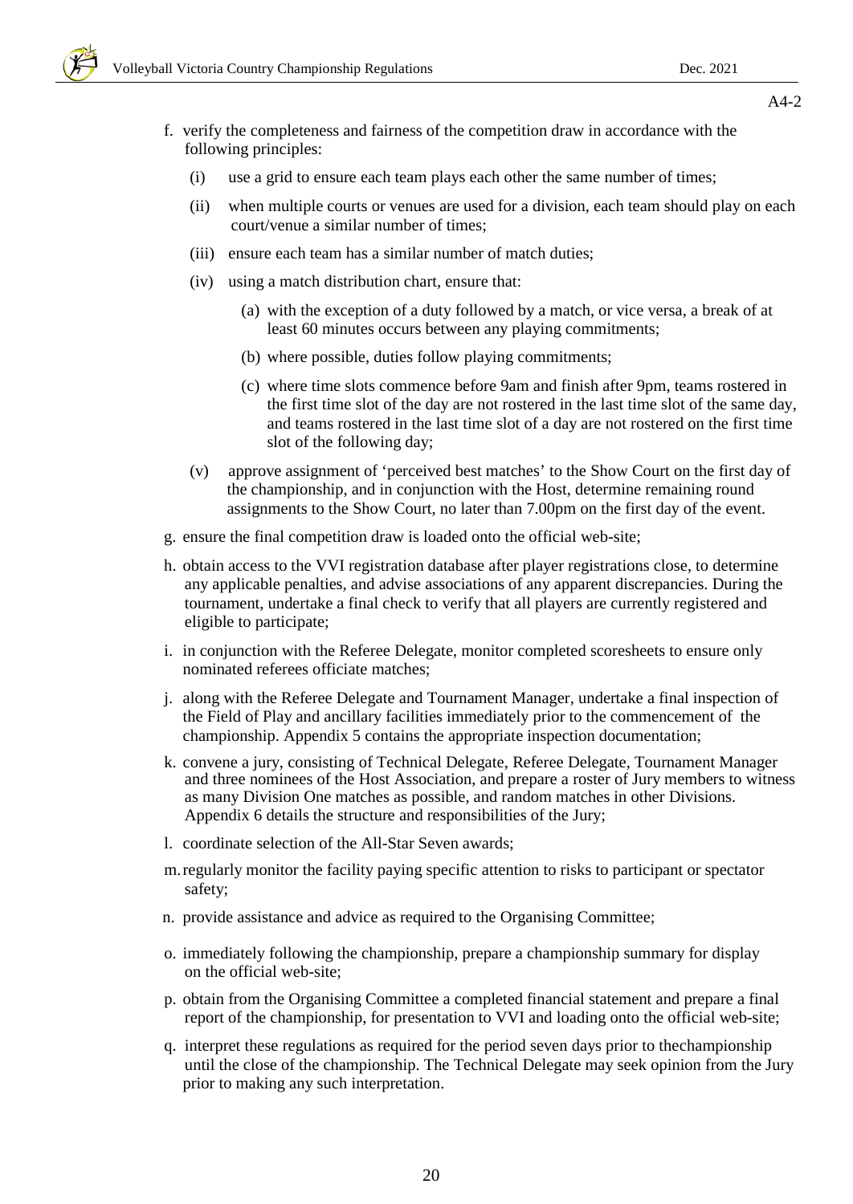A4-2

f. verify the completeness and fairness of the competition draw in accordance with the following principles:

   (i) use a grid to ensure each team plays each other the same number of times;

   (ii) when multiple courts or venues are used for a division, each team should play on each court/venue a similar number of times;

   (iii) ensure each team has a similar number of match duties;

   (iv) using a match distribution chart, ensure that:

      (a) with the exception of a duty followed by a match, or vice versa, a break of at least 60 minutes occurs between any playing commitments;

      (b) where possible, duties follow playing commitments;

      (c) where time slots commence before 9am and finish after 9pm, teams rostered in the first time slot of the day are not rostered in the last time slot of the same day, and teams rostered in the last time slot of a day are not rostered on the first time slot of the following day;

   (v) approve assignment of 'perceived best matches' to the Show Court on the first day of the championship, and in conjunction with the Host, determine remaining round assignments to the Show Court, no later than 7.00pm on the first day of the event.

g. ensure the final competition draw is loaded onto the official web-site;

h. obtain access to the VVI registration database after player registrations close, to determine any applicable penalties, and advise associations of any apparent discrepancies. During the tournament, undertake a final check to verify that all players are currently registered and eligible to participate;

i. in conjunction with the Referee Delegate, monitor completed scoresheets to ensure only nominated referees officiate matches;

j. along with the Referee Delegate and Tournament Manager, undertake a final inspection of the Field of Play and ancillary facilities immediately prior to the commencement of the championship. Appendix 5 contains the appropriate inspection documentation;

k. convene a jury, consisting of Technical Delegate, Referee Delegate, Tournament Manager and three nominees of the Host Association, and prepare a roster of Jury members to witness as many Division One matches as possible, and random matches in other Divisions. Appendix 6 details the structure and responsibilities of the Jury;

l. coordinate selection of the All-Star Seven awards;

m. regularly monitor the facility paying specific attention to risks to participant or spectator safety;

n. provide assistance and advice as required to the Organising Committee;

o. immediately following the championship, prepare a championship summary for display on the official web-site;

p. obtain from the Organising Committee a completed financial statement and prepare a final report of the championship, for presentation to VVI and loading onto the official web-site;

q. interpret these regulations as required for the period seven days prior to thechampionship until the close of the championship. The Technical Delegate may seek opinion from the Jury prior to making any such interpretation.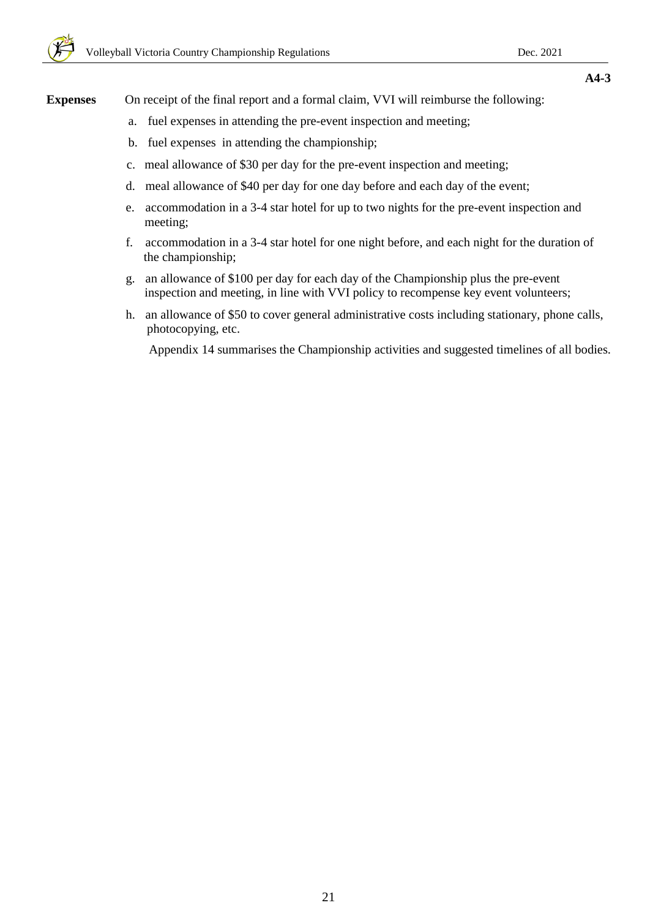**A4-3**

**Expenses** On receipt of the final report and a formal claim, VVI will reimburse the following:

a. fuel expenses in attending the pre-event inspection and meeting;

b. fuel expenses in attending the championship;

c. meal allowance of $30 per day for the pre-event inspection and meeting;

d. meal allowance of $40 per day for one day before and each day of the event;

e. accommodation in a 3-4 star hotel for up to two nights for the pre-event inspection and meeting;

f. accommodation in a 3-4 star hotel for one night before, and each night for the duration of the championship;

g. an allowance of $100 per day for each day of the Championship plus the pre-event inspection and meeting, in line with VVI policy to recompense key event volunteers;

h. an allowance of $50 to cover general administrative costs including stationary, phone calls, photocopying, etc.

Appendix 14 summarises the Championship activities and suggested timelines of all bodies.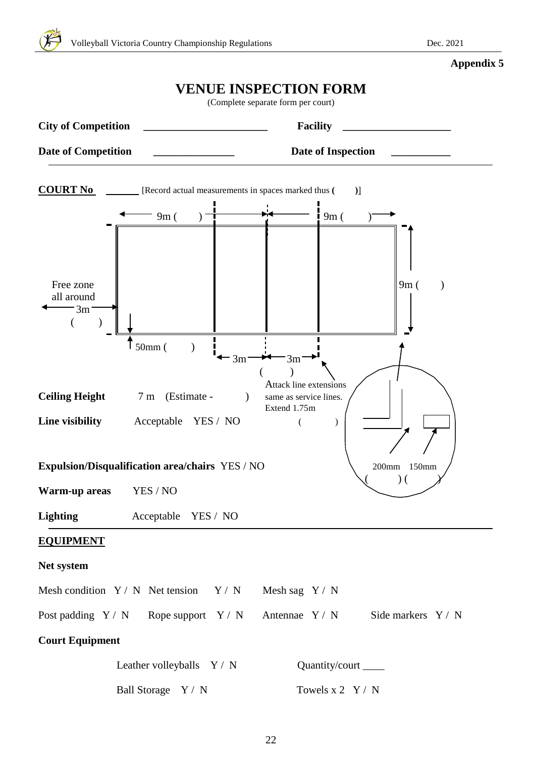Appendix 5

# VENUE INSPECTION FORM

(Complete separate form per court)

**City of Competition** ______________________ **Facility** ___________________

**Date of Competition** ______________ **Date of Inspection** __________

**COURT No** ______ [Record actual measurements in spaces marked thus ( )]

9m ( )

9m ( )

9m ( )

Free zone all around 3m ( )

50mm ( )

3m

3m ( )

Attack line extensions same as service lines. Extend 1.75m ( )

200mm 150mm ( ) ( )

**Ceiling Height** 7 m (Estimate - )

**Line visibility** Acceptable YES / NO

**Expulsion/Disqualification area/chairs** YES / NO

**Warm-up areas** YES / NO

**Lighting** Acceptable YES / NO

## EQUIPMENT

**Net system**

Mesh condition Y / N Net tension Y / N Mesh sag Y / N

Post padding Y / N Rope support Y / N Antennae Y / N Side markers Y / N

**Court Equipment**

Leather volleyballs Y / N Quantity/court ____

Ball Storage Y / N Towels x 2 Y / N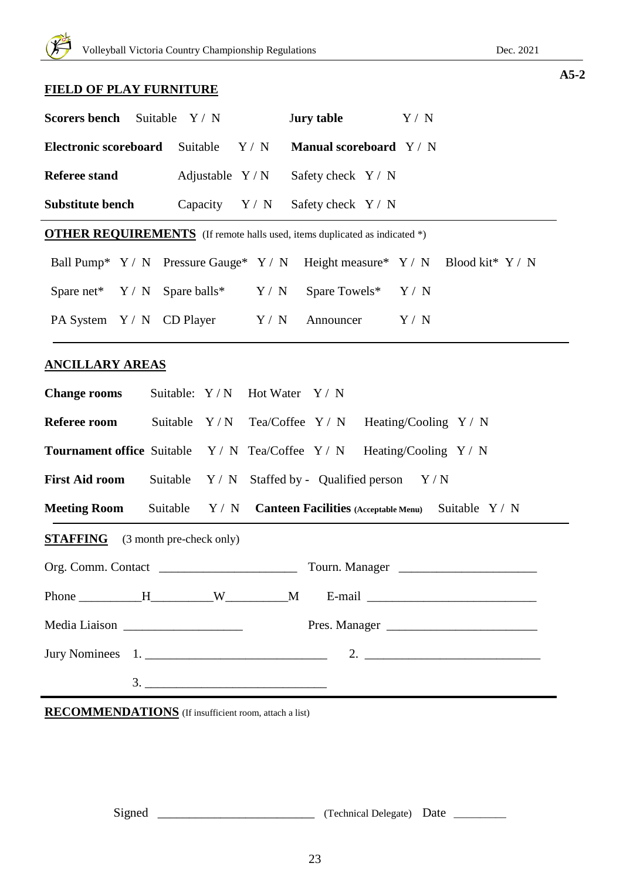**A5-2**

## FIELD OF PLAY FURNITURE

**Scorers bench** Suitable Y / N **Jury table** Y / N

**Electronic scoreboard** Suitable Y / N **Manual scoreboard** Y / N

**Referee stand** Adjustable Y / N Safety check Y / N

**Substitute bench** Capacity Y / N Safety check Y / N

## OTHER REQUIREMENTS (If remote halls used, items duplicated as indicated *)

Ball Pump* Y / N Pressure Gauge* Y / N Height measure* Y / N Blood kit* Y / N

Spare net* Y / N Spare balls* Y / N Spare Towels* Y / N

PA System Y / N CD Player Y / N Announcer Y / N

## ANCILLARY AREAS

**Change rooms** Suitable: Y / N Hot Water Y / N

**Referee room** Suitable Y / N Tea/Coffee Y / N Heating/Cooling Y / N

**Tournament office** Suitable Y / N Tea/Coffee Y / N Heating/Cooling Y / N

**First Aid room** Suitable Y / N Staffed by - Qualified person Y / N

**Meeting Room** Suitable Y / N **Canteen Facilities (Acceptable Menu)** Suitable Y / N

## STAFFING (3 month pre-check only)

Org. Comm. Contact ______________________ Tourn. Manager ______________________

Phone __________H__________W__________M E-mail ___________________________

Media Liaison ___________________ Pres. Manager ________________________

Jury Nominees 1. _____________________________ 2. ____________________________

3. ____________________________

## RECOMMENDATIONS (If insufficient room, attach a list)

Signed _________________________ (Technical Delegate) Date _________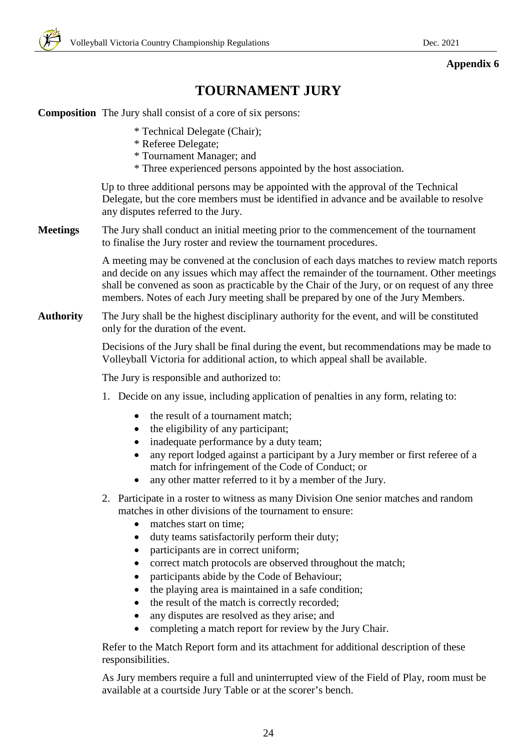**Appendix 6**

# TOURNAMENT JURY

**Composition** The Jury shall consist of a core of six persons:

* Technical Delegate (Chair);
* Referee Delegate;
* Tournament Manager; and
* Three experienced persons appointed by the host association.

Up to three additional persons may be appointed with the approval of the Technical Delegate, but the core members must be identified in advance and be available to resolve any disputes referred to the Jury.

**Meetings** The Jury shall conduct an initial meeting prior to the commencement of the tournament to finalise the Jury roster and review the tournament procedures.

A meeting may be convened at the conclusion of each days matches to review match reports and decide on any issues which may affect the remainder of the tournament. Other meetings shall be convened as soon as practicable by the Chair of the Jury, or on request of any three members. Notes of each Jury meeting shall be prepared by one of the Jury Members.

**Authority** The Jury shall be the highest disciplinary authority for the event, and will be constituted only for the duration of the event.

Decisions of the Jury shall be final during the event, but recommendations may be made to Volleyball Victoria for additional action, to which appeal shall be available.

The Jury is responsible and authorized to:

1. Decide on any issue, including application of penalties in any form, relating to:
   - the result of a tournament match;
   - the eligibility of any participant;
   - inadequate performance by a duty team;
   - any report lodged against a participant by a Jury member or first referee of a match for infringement of the Code of Conduct; or
   - any other matter referred to it by a member of the Jury.
2. Participate in a roster to witness as many Division One senior matches and random matches in other divisions of the tournament to ensure:
   - matches start on time;
   - duty teams satisfactorily perform their duty;
   - participants are in correct uniform;
   - correct match protocols are observed throughout the match;
   - participants abide by the Code of Behaviour;
   - the playing area is maintained in a safe condition;
   - the result of the match is correctly recorded;
   - any disputes are resolved as they arise; and
   - completing a match report for review by the Jury Chair.

Refer to the Match Report form and its attachment for additional description of these responsibilities.

As Jury members require a full and uninterrupted view of the Field of Play, room must be available at a courtside Jury Table or at the scorer's bench.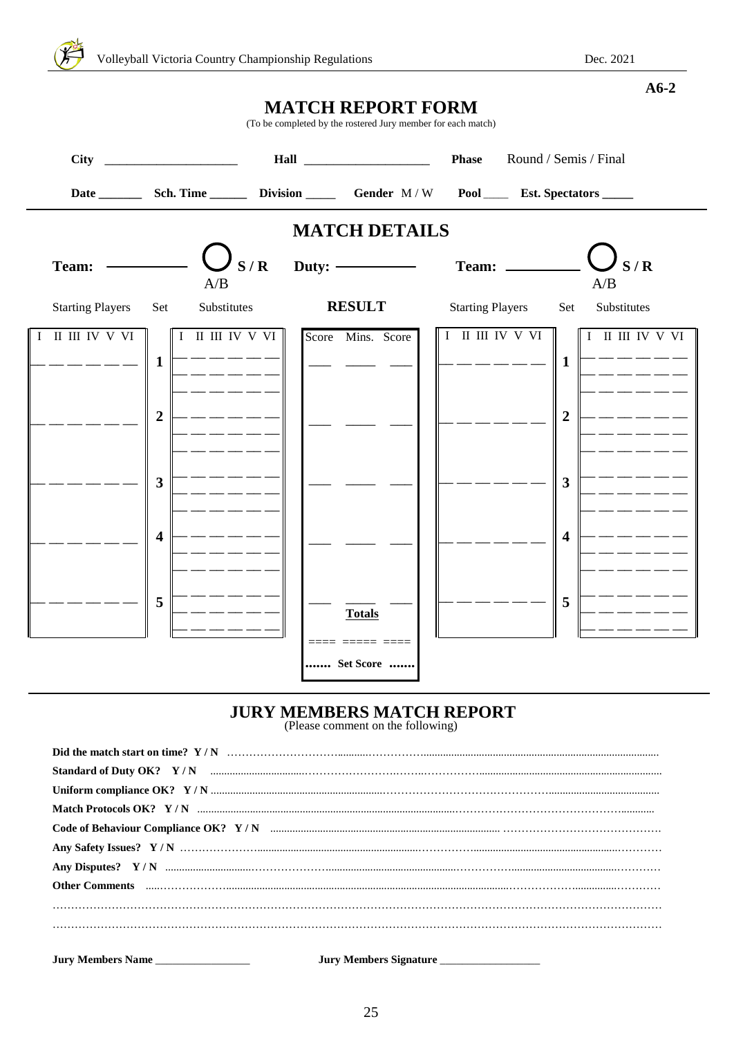A6-2

# MATCH REPORT FORM

(To be completed by the rostered Jury member for each match)

**City** ______________________ **Hall** ____________________ **Phase** Round / Semis / Final

**Date** _______ **Sch. Time** ______ **Division** _____ **Gender** M / W **Pool** ____ **Est. Spectators** _____

## MATCH DETAILS

**Team:** __________ S / R A/B **Duty:** __________ **Team:** __________ S / R A/B

| Starting Players | Set | Substitutes | RESULT | Starting Players | Set | Substitutes |
|---|---|---|---|---|---|---|
| I II III IV V VI | | I II III IV V VI | Score Mins. Score | I II III IV V VI | | I II III IV V VI |
| __ __ __ __ __ __ | **1** | __ __ __ __ __ __ | ___ ___ ___ | __ __ __ __ __ __ | **1** | __ __ __ __ __ __ |
| __ __ __ __ __ __ | **2** | __ __ __ __ __ __ | ___ ___ ___ | __ __ __ __ __ __ | **2** | __ __ __ __ __ __ |
| __ __ __ __ __ __ | **3** | __ __ __ __ __ __ | ___ ___ ___ | __ __ __ __ __ __ | **3** | __ __ __ __ __ __ |
| __ __ __ __ __ __ | **4** | __ __ __ __ __ __ | ___ ___ ___ | __ __ __ __ __ __ | **4** | __ __ __ __ __ __ |
| __ __ __ __ __ __ | **5** | __ __ __ __ __ __ | ___ ___ ___ | __ __ __ __ __ __ | **5** | __ __ __ __ __ __ |
| | | | **Totals** | | | |
| | | | ==== ===== ==== | | | |
| | | | ....... **Set Score** ....... | | | |

## JURY MEMBERS MATCH REPORT

(Please comment on the following)

**Did the match start on time? Y / N** ................................................................................................

**Standard of Duty OK? Y / N** ................................................................................................

**Uniform compliance OK? Y / N** ................................................................................................

**Match Protocols OK? Y / N** ................................................................................................

**Code of Behaviour Compliance OK? Y / N** ................................................................................................

**Any Safety Issues? Y / N** ................................................................................................

**Any Disputes? Y / N** ................................................................................................

**Other Comments** ................................................................................................

................................................................................................................................

................................................................................................................................

**Jury Members Name** _________________ **Jury Members Signature** __________________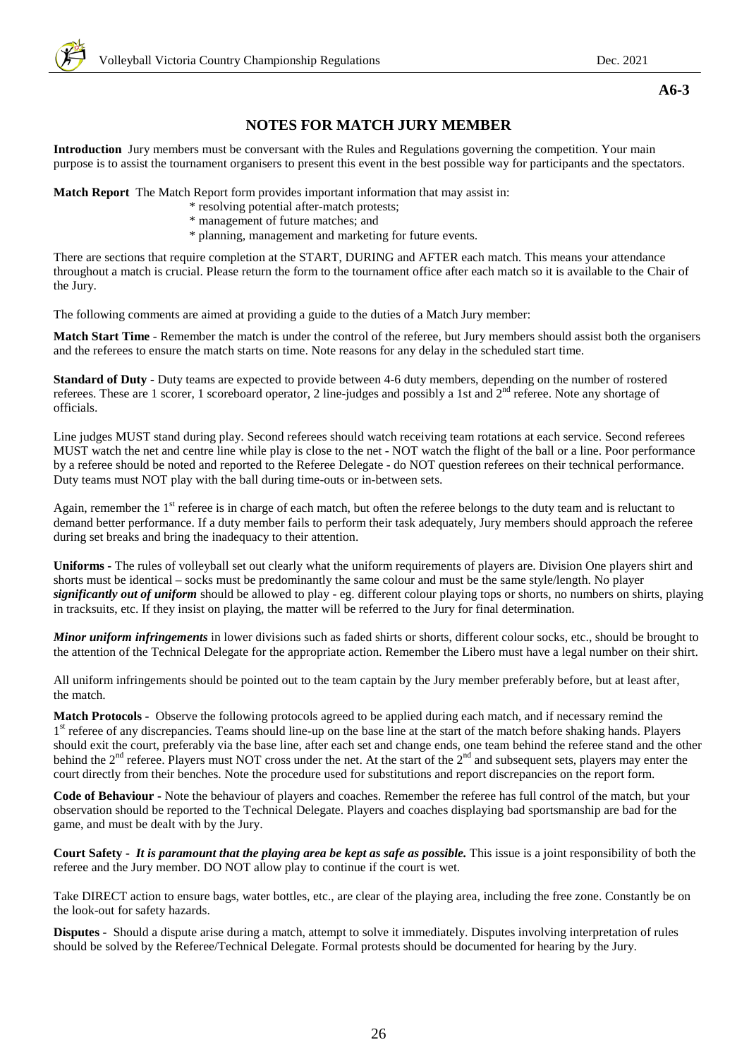**A6-3**

## NOTES FOR MATCH JURY MEMBER

**Introduction** Jury members must be conversant with the Rules and Regulations governing the competition. Your main purpose is to assist the tournament organisers to present this event in the best possible way for participants and the spectators.

**Match Report** The Match Report form provides important information that may assist in:

* resolving potential after-match protests;
* management of future matches; and
* planning, management and marketing for future events.

There are sections that require completion at the START, DURING and AFTER each match. This means your attendance throughout a match is crucial. Please return the form to the tournament office after each match so it is available to the Chair of the Jury.

The following comments are aimed at providing a guide to the duties of a Match Jury member:

**Match Start Time** - Remember the match is under the control of the referee, but Jury members should assist both the organisers and the referees to ensure the match starts on time. Note reasons for any delay in the scheduled start time.

**Standard of Duty -** Duty teams are expected to provide between 4-6 duty members, depending on the number of rostered referees. These are 1 scorer, 1 scoreboard operator, 2 line-judges and possibly a 1st and 2nd referee. Note any shortage of officials.

Line judges MUST stand during play. Second referees should watch receiving team rotations at each service. Second referees MUST watch the net and centre line while play is close to the net - NOT watch the flight of the ball or a line. Poor performance by a referee should be noted and reported to the Referee Delegate - do NOT question referees on their technical performance. Duty teams must NOT play with the ball during time-outs or in-between sets.

Again, remember the 1st referee is in charge of each match, but often the referee belongs to the duty team and is reluctant to demand better performance. If a duty member fails to perform their task adequately, Jury members should approach the referee during set breaks and bring the inadequacy to their attention.

**Uniforms -** The rules of volleyball set out clearly what the uniform requirements of players are. Division One players shirt and shorts must be identical – socks must be predominantly the same colour and must be the same style/length. No player ***significantly out of uniform*** should be allowed to play - eg. different colour playing tops or shorts, no numbers on shirts, playing in tracksuits, etc. If they insist on playing, the matter will be referred to the Jury for final determination.

***Minor uniform infringements*** in lower divisions such as faded shirts or shorts, different colour socks, etc., should be brought to the attention of the Technical Delegate for the appropriate action. Remember the Libero must have a legal number on their shirt.

All uniform infringements should be pointed out to the team captain by the Jury member preferably before, but at least after, the match.

**Match Protocols -** Observe the following protocols agreed to be applied during each match, and if necessary remind the 1st referee of any discrepancies. Teams should line-up on the base line at the start of the match before shaking hands. Players should exit the court, preferably via the base line, after each set and change ends, one team behind the referee stand and the other behind the 2nd referee. Players must NOT cross under the net. At the start of the 2nd and subsequent sets, players may enter the court directly from their benches. Note the procedure used for substitutions and report discrepancies on the report form.

**Code of Behaviour -** Note the behaviour of players and coaches. Remember the referee has full control of the match, but your observation should be reported to the Technical Delegate. Players and coaches displaying bad sportsmanship are bad for the game, and must be dealt with by the Jury.

**Court Safety -** ***It is paramount that the playing area be kept as safe as possible.*** This issue is a joint responsibility of both the referee and the Jury member. DO NOT allow play to continue if the court is wet.

Take DIRECT action to ensure bags, water bottles, etc., are clear of the playing area, including the free zone. Constantly be on the look-out for safety hazards.

**Disputes -** Should a dispute arise during a match, attempt to solve it immediately. Disputes involving interpretation of rules should be solved by the Referee/Technical Delegate. Formal protests should be documented for hearing by the Jury.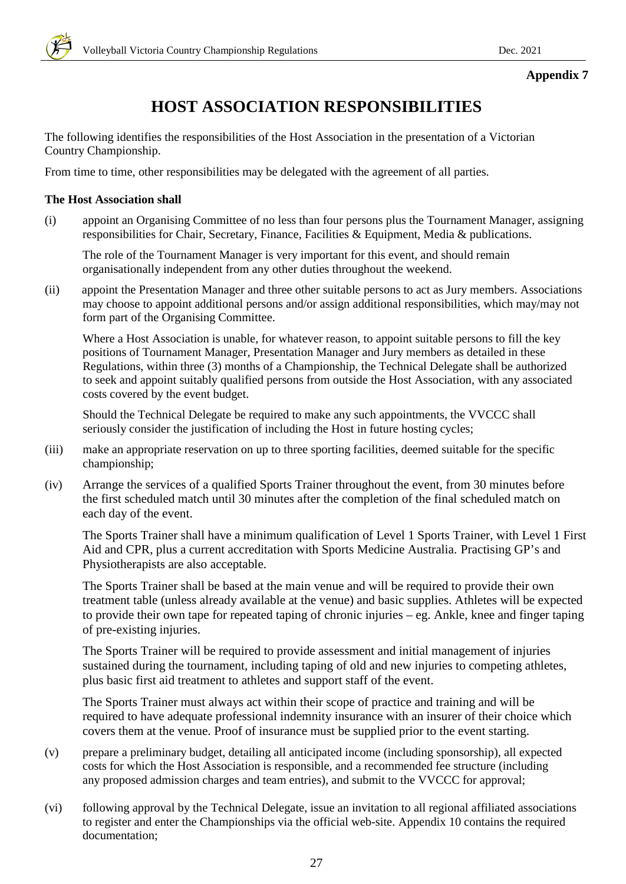**Appendix 7**

# HOST ASSOCIATION RESPONSIBILITIES

The following identifies the responsibilities of the Host Association in the presentation of a Victorian Country Championship.

From time to time, other responsibilities may be delegated with the agreement of all parties.

**The Host Association shall**

(i) appoint an Organising Committee of no less than four persons plus the Tournament Manager, assigning responsibilities for Chair, Secretary, Finance, Facilities & Equipment, Media & publications.

The role of the Tournament Manager is very important for this event, and should remain organisationally independent from any other duties throughout the weekend.

(ii) appoint the Presentation Manager and three other suitable persons to act as Jury members. Associations may choose to appoint additional persons and/or assign additional responsibilities, which may/may not form part of the Organising Committee.

Where a Host Association is unable, for whatever reason, to appoint suitable persons to fill the key positions of Tournament Manager, Presentation Manager and Jury members as detailed in these Regulations, within three (3) months of a Championship, the Technical Delegate shall be authorized to seek and appoint suitably qualified persons from outside the Host Association, with any associated costs covered by the event budget.

Should the Technical Delegate be required to make any such appointments, the VVCCC shall seriously consider the justification of including the Host in future hosting cycles;

(iii) make an appropriate reservation on up to three sporting facilities, deemed suitable for the specific championship;

(iv) Arrange the services of a qualified Sports Trainer throughout the event, from 30 minutes before the first scheduled match until 30 minutes after the completion of the final scheduled match on each day of the event.

The Sports Trainer shall have a minimum qualification of Level 1 Sports Trainer, with Level 1 First Aid and CPR, plus a current accreditation with Sports Medicine Australia. Practising GP's and Physiotherapists are also acceptable.

The Sports Trainer shall be based at the main venue and will be required to provide their own treatment table (unless already available at the venue) and basic supplies. Athletes will be expected to provide their own tape for repeated taping of chronic injuries – eg. Ankle, knee and finger taping of pre-existing injuries.

The Sports Trainer will be required to provide assessment and initial management of injuries sustained during the tournament, including taping of old and new injuries to competing athletes, plus basic first aid treatment to athletes and support staff of the event.

The Sports Trainer must always act within their scope of practice and training and will be required to have adequate professional indemnity insurance with an insurer of their choice which covers them at the venue. Proof of insurance must be supplied prior to the event starting.

(v) prepare a preliminary budget, detailing all anticipated income (including sponsorship), all expected costs for which the Host Association is responsible, and a recommended fee structure (including any proposed admission charges and team entries), and submit to the VVCCC for approval;

(vi) following approval by the Technical Delegate, issue an invitation to all regional affiliated associations to register and enter the Championships via the official web-site. Appendix 10 contains the required documentation;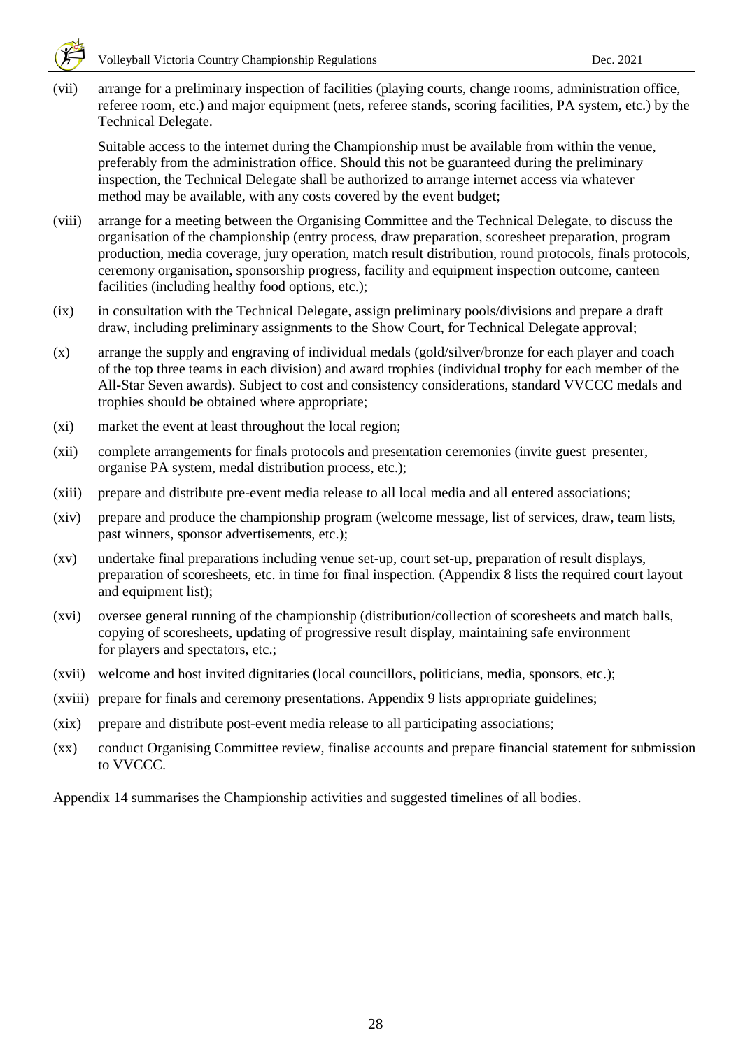(vii) arrange for a preliminary inspection of facilities (playing courts, change rooms, administration office, referee room, etc.) and major equipment (nets, referee stands, scoring facilities, PA system, etc.) by the Technical Delegate.

Suitable access to the internet during the Championship must be available from within the venue, preferably from the administration office. Should this not be guaranteed during the preliminary inspection, the Technical Delegate shall be authorized to arrange internet access via whatever method may be available, with any costs covered by the event budget;

(viii) arrange for a meeting between the Organising Committee and the Technical Delegate, to discuss the organisation of the championship (entry process, draw preparation, scoresheet preparation, program production, media coverage, jury operation, match result distribution, round protocols, finals protocols, ceremony organisation, sponsorship progress, facility and equipment inspection outcome, canteen facilities (including healthy food options, etc.);

(ix) in consultation with the Technical Delegate, assign preliminary pools/divisions and prepare a draft draw, including preliminary assignments to the Show Court, for Technical Delegate approval;

(x) arrange the supply and engraving of individual medals (gold/silver/bronze for each player and coach of the top three teams in each division) and award trophies (individual trophy for each member of the All-Star Seven awards). Subject to cost and consistency considerations, standard VVCCC medals and trophies should be obtained where appropriate;

(xi) market the event at least throughout the local region;

(xii) complete arrangements for finals protocols and presentation ceremonies (invite guest presenter, organise PA system, medal distribution process, etc.);

(xiii) prepare and distribute pre-event media release to all local media and all entered associations;

(xiv) prepare and produce the championship program (welcome message, list of services, draw, team lists, past winners, sponsor advertisements, etc.);

(xv) undertake final preparations including venue set-up, court set-up, preparation of result displays, preparation of scoresheets, etc. in time for final inspection. (Appendix 8 lists the required court layout and equipment list);

(xvi) oversee general running of the championship (distribution/collection of scoresheets and match balls, copying of scoresheets, updating of progressive result display, maintaining safe environment for players and spectators, etc.;

(xvii) welcome and host invited dignitaries (local councillors, politicians, media, sponsors, etc.);

(xviii) prepare for finals and ceremony presentations. Appendix 9 lists appropriate guidelines;

(xix) prepare and distribute post-event media release to all participating associations;

(xx) conduct Organising Committee review, finalise accounts and prepare financial statement for submission to VVCCC.

Appendix 14 summarises the Championship activities and suggested timelines of all bodies.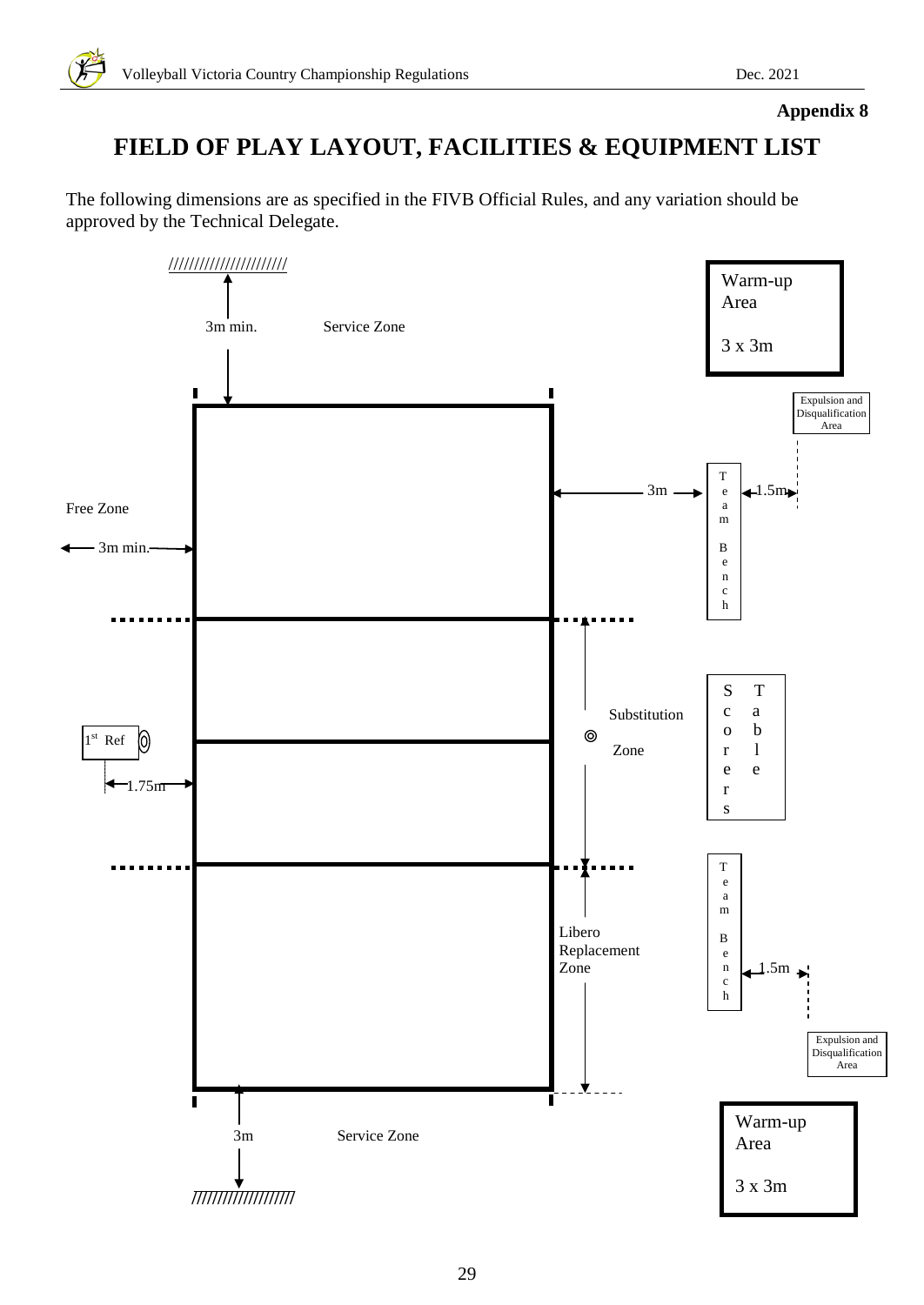Appendix 8

# FIELD OF PLAY LAYOUT, FACILITIES & EQUIPMENT LIST

The following dimensions are as specified in the FIVB Official Rules, and any variation should be approved by the Technical Delegate.

3m min.

Service Zone

Warm-up Area

3 x 3m

Expulsion and Disqualification Area

Free Zone

3m min.

3m

Team Bench

1.5m

Substitution Zone

Scorers Table

1st Ref

1.75m

Team Bench

Libero Replacement Zone

1.5m

Expulsion and Disqualification Area

3m

Service Zone

Warm-up Area

3 x 3m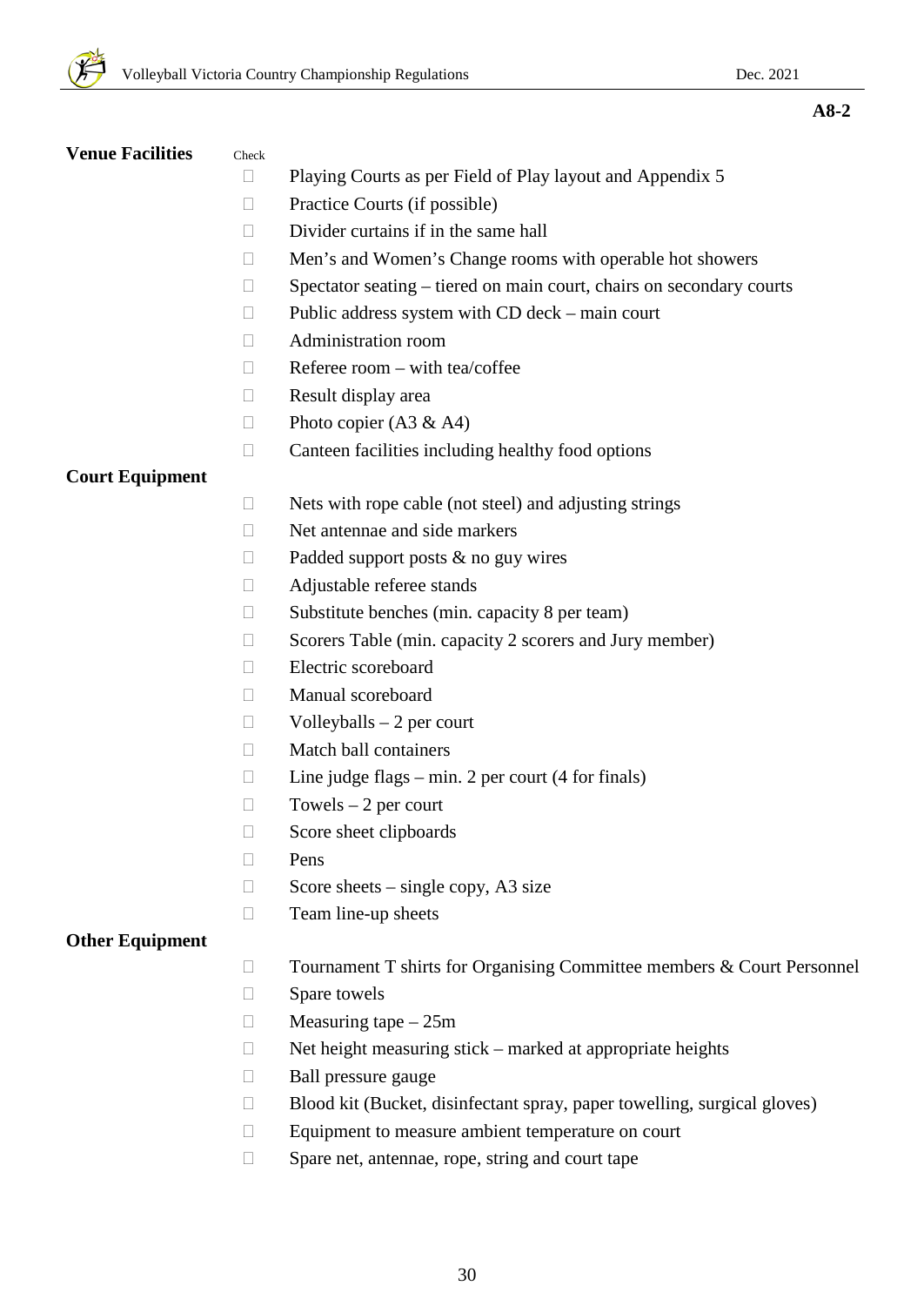**A8-2**

**Venue Facilities** Check

- ☐ Playing Courts as per Field of Play layout and Appendix 5
- ☐ Practice Courts (if possible)
- ☐ Divider curtains if in the same hall
- ☐ Men's and Women's Change rooms with operable hot showers
- ☐ Spectator seating – tiered on main court, chairs on secondary courts
- ☐ Public address system with CD deck – main court
- ☐ Administration room
- ☐ Referee room – with tea/coffee
- ☐ Result display area
- ☐ Photo copier (A3 & A4)
- ☐ Canteen facilities including healthy food options

**Court Equipment**

- ☐ Nets with rope cable (not steel) and adjusting strings
- ☐ Net antennae and side markers
- ☐ Padded support posts & no guy wires
- ☐ Adjustable referee stands
- ☐ Substitute benches (min. capacity 8 per team)
- ☐ Scorers Table (min. capacity 2 scorers and Jury member)
- ☐ Electric scoreboard
- ☐ Manual scoreboard
- ☐ Volleyballs – 2 per court
- ☐ Match ball containers
- ☐ Line judge flags – min. 2 per court (4 for finals)
- ☐ Towels – 2 per court
- ☐ Score sheet clipboards
- ☐ Pens
- ☐ Score sheets – single copy, A3 size
- ☐ Team line-up sheets

**Other Equipment**

- ☐ Tournament T shirts for Organising Committee members & Court Personnel
- ☐ Spare towels
- ☐ Measuring tape – 25m
- ☐ Net height measuring stick – marked at appropriate heights
- ☐ Ball pressure gauge
- ☐ Blood kit (Bucket, disinfectant spray, paper towelling, surgical gloves)
- ☐ Equipment to measure ambient temperature on court
- ☐ Spare net, antennae, rope, string and court tape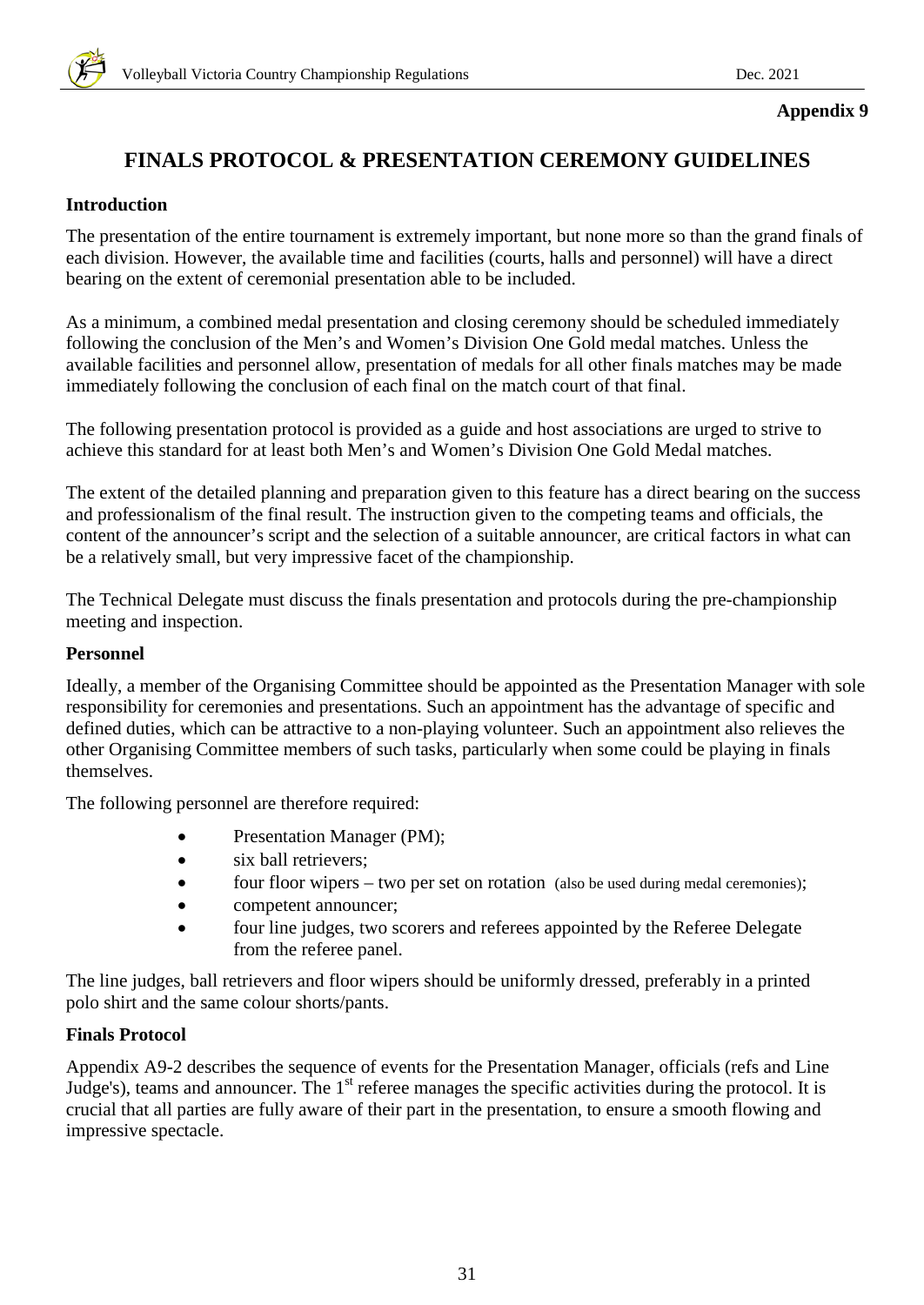**Appendix 9**

# FINALS PROTOCOL & PRESENTATION CEREMONY GUIDELINES

**Introduction**

The presentation of the entire tournament is extremely important, but none more so than the grand finals of each division. However, the available time and facilities (courts, halls and personnel) will have a direct bearing on the extent of ceremonial presentation able to be included.

As a minimum, a combined medal presentation and closing ceremony should be scheduled immediately following the conclusion of the Men's and Women's Division One Gold medal matches. Unless the available facilities and personnel allow, presentation of medals for all other finals matches may be made immediately following the conclusion of each final on the match court of that final.

The following presentation protocol is provided as a guide and host associations are urged to strive to achieve this standard for at least both Men's and Women's Division One Gold Medal matches.

The extent of the detailed planning and preparation given to this feature has a direct bearing on the success and professionalism of the final result. The instruction given to the competing teams and officials, the content of the announcer's script and the selection of a suitable announcer, are critical factors in what can be a relatively small, but very impressive facet of the championship.

The Technical Delegate must discuss the finals presentation and protocols during the pre-championship meeting and inspection.

**Personnel**

Ideally, a member of the Organising Committee should be appointed as the Presentation Manager with sole responsibility for ceremonies and presentations. Such an appointment has the advantage of specific and defined duties, which can be attractive to a non-playing volunteer. Such an appointment also relieves the other Organising Committee members of such tasks, particularly when some could be playing in finals themselves.

The following personnel are therefore required:

- Presentation Manager (PM);
- six ball retrievers;
- four floor wipers – two per set on rotation (also be used during medal ceremonies);
- competent announcer;
- four line judges, two scorers and referees appointed by the Referee Delegate from the referee panel.

The line judges, ball retrievers and floor wipers should be uniformly dressed, preferably in a printed polo shirt and the same colour shorts/pants.

**Finals Protocol**

Appendix A9-2 describes the sequence of events for the Presentation Manager, officials (refs and Line Judge's), teams and announcer. The 1st referee manages the specific activities during the protocol. It is crucial that all parties are fully aware of their part in the presentation, to ensure a smooth flowing and impressive spectacle.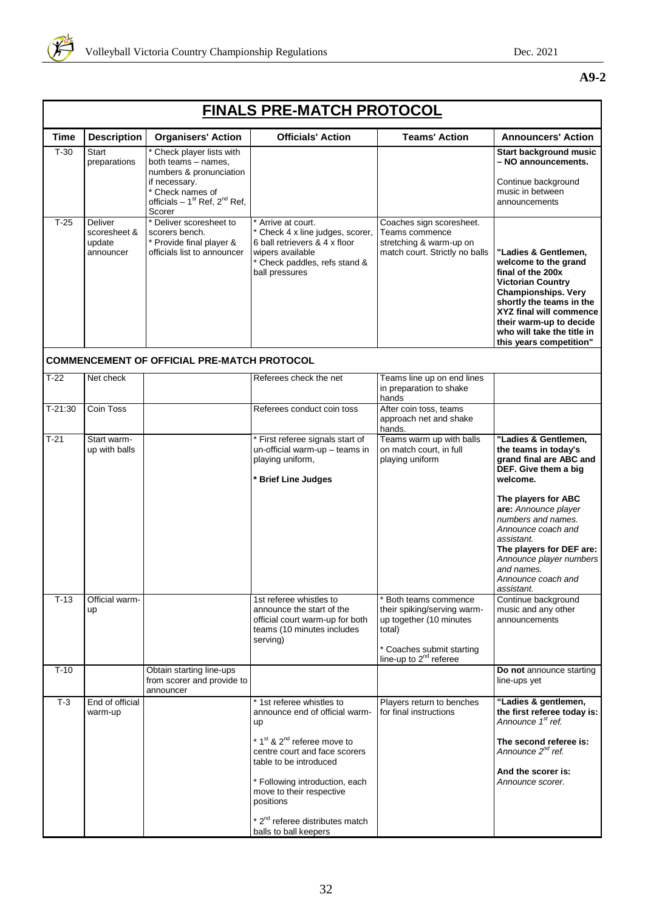A9-2

# FINALS PRE-MATCH PROTOCOL

| Time | Description | Organisers' Action | Officials' Action | Teams' Action | Announcers' Action |
|---|---|---|---|---|---|
| T-30 | Start preparations | * Check player lists with both teams – names, numbers & pronunciation if necessary.<br>* Check names of officials – 1st Ref, 2nd Ref, Scorer | | | **Start background music – NO announcements.**<br><br>Continue background music in between announcements |
| T-25 | Deliver scoresheet & update announcer | * Deliver scoresheet to scorers bench.<br>* Provide final player & officials list to announcer | * Arrive at court.<br>* Check 4 x line judges, scorer, 6 ball retrievers & 4 x floor wipers available<br>* Check paddles, refs stand & ball pressures | Coaches sign scoresheet. Teams commence stretching & warm-up on match court. Strictly no balls | **"Ladies & Gentlemen, welcome to the grand final of the 200x Victorian Country Championships. Very shortly the teams in the XYZ final will commence their warm-up to decide who will take the title in this years competition"** |
| **COMMENCEMENT OF OFFICIAL PRE-MATCH PROTOCOL** | | | | | |
| T-22 | Net check | | Referees check the net | Teams line up on end lines in preparation to shake hands | |
| T-21:30 | Coin Toss | | Referees conduct coin toss | After coin toss, teams approach net and shake hands. | |
| T-21 | Start warm-up with balls | | * First referee signals start of un-official warm-up – teams in playing uniform,<br><br>**\* Brief Line Judges** | Teams warm up with balls on match court, in full playing uniform | **"Ladies & Gentlemen, the teams in today's grand final are ABC and DEF. Give them a big welcome.**<br><br>**The players for ABC are:** *Announce player numbers and names. Announce coach and assistant.*<br>**The players for DEF are:** *Announce player numbers and names. Announce coach and assistant.* |
| T-13 | Official warm-up | | 1st referee whistles to announce the start of the official court warm-up for both teams (10 minutes includes serving) | * Both teams commence their spiking/serving warm-up together (10 minutes total)<br><br>* Coaches submit starting line-up to 2nd referee | Continue background music and any other announcements |
| T-10 | | Obtain starting line-ups from scorer and provide to announcer | | | **Do not** announce starting line-ups yet |
| T-3 | End of official warm-up | | * 1st referee whistles to announce end of official warm-up<br><br>* 1st & 2nd referee move to centre court and face scorers table to be introduced<br><br>* Following introduction, each move to their respective positions<br><br>* 2nd referee distributes match balls to ball keepers | Players return to benches for final instructions | **"Ladies & gentlemen, the first referee today is:** *Announce 1st ref.*<br><br>**The second referee is:** *Announce 2nd ref.*<br><br>**And the scorer is:** *Announce scorer.* |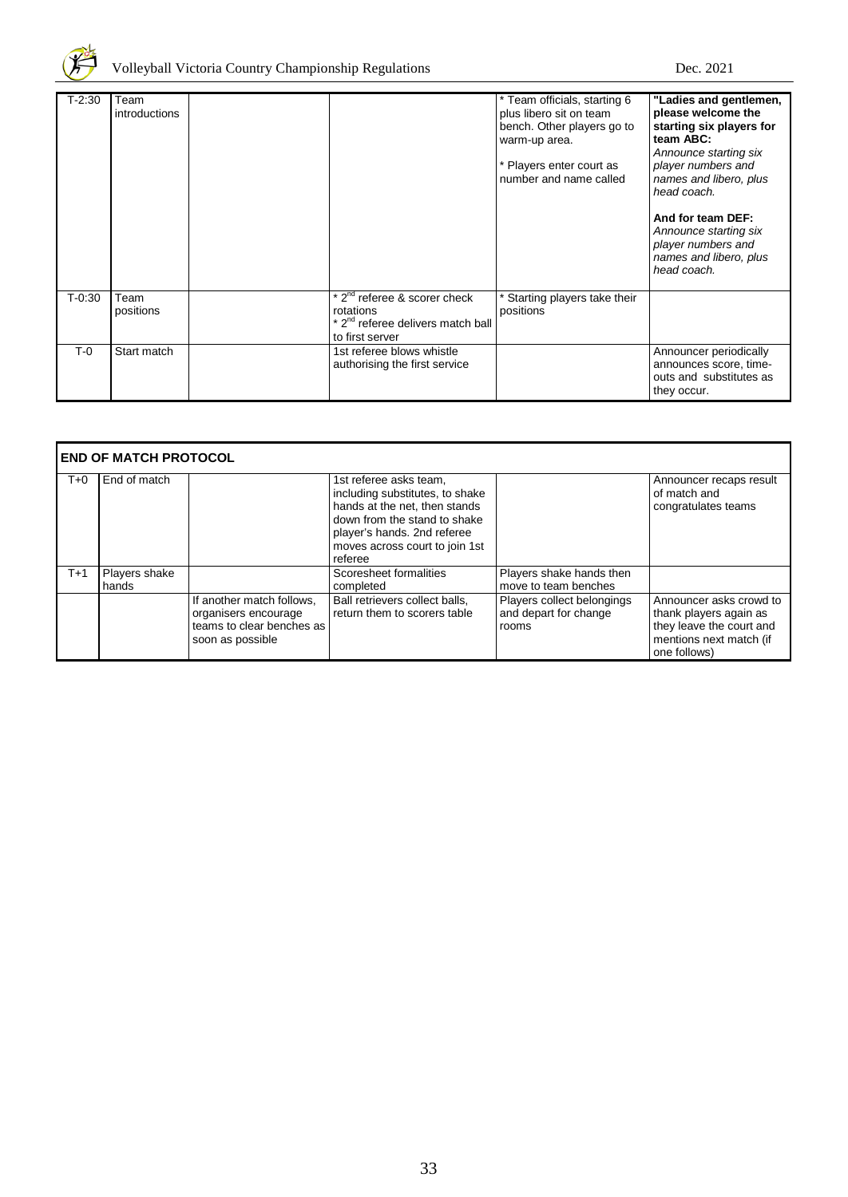| | | | | | |
|---|---|---|---|---|---|
| T-2:30 | Team introductions | | | * Team officials, starting 6 plus libero sit on team bench. Other players go to warm-up area.<br><br>* Players enter court as number and name called | **"Ladies and gentlemen, please welcome the starting six players for team ABC:**<br>*Announce starting six player numbers and names and libero, plus head coach.*<br><br>**And for team DEF:**<br>*Announce starting six player numbers and names and libero, plus head coach.* |
| T-0:30 | Team positions | | * 2nd referee & scorer check rotations<br>* 2nd referee delivers match ball to first server | * Starting players take their positions | |
| T-0 | Start match | | 1st referee blows whistle authorising the first service | | Announcer periodically announces score, time-outs and substitutes as they occur. |

| **END OF MATCH PROTOCOL** | | | | | |
|---|---|---|---|---|---|
| T+0 | End of match | | 1st referee asks team, including substitutes, to shake hands at the net, then stands down from the stand to shake player's hands. 2nd referee moves across court to join 1st referee | | Announcer recaps result of match and congratulates teams |
| T+1 | Players shake hands | | Scoresheet formalities completed | Players shake hands then move to team benches | |
| | | If another match follows, organisers encourage teams to clear benches as soon as possible | Ball retrievers collect balls, return them to scorers table | Players collect belongings and depart for change rooms | Announcer asks crowd to thank players again as they leave the court and mentions next match (if one follows) |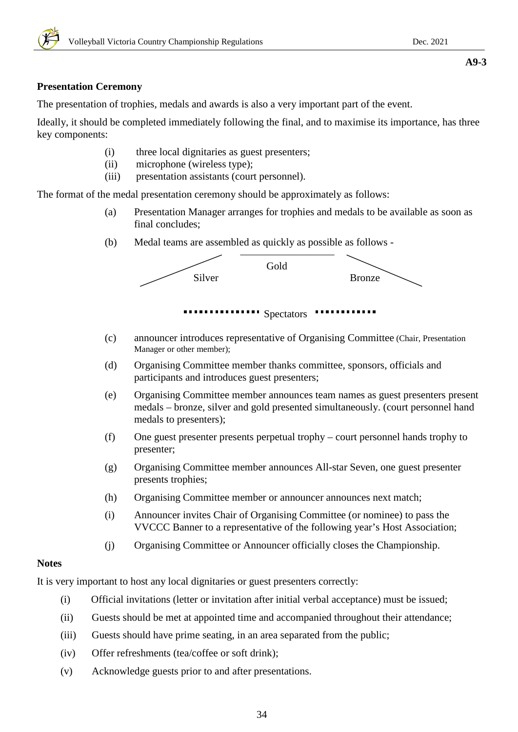A9-3

## Presentation Ceremony

The presentation of trophies, medals and awards is also a very important part of the event.

Ideally, it should be completed immediately following the final, and to maximise its importance, has three key components:

(i) three local dignitaries as guest presenters;
(ii) microphone (wireless type);
(iii) presentation assistants (court personnel).

The format of the medal presentation ceremony should be approximately as follows:

(a) Presentation Manager arranges for trophies and medals to be available as soon as final concludes;

(b) Medal teams are assembled as quickly as possible as follows -

Gold
Silver
Bronze

Spectators

(c) announcer introduces representative of Organising Committee (Chair, Presentation Manager or other member);

(d) Organising Committee member thanks committee, sponsors, officials and participants and introduces guest presenters;

(e) Organising Committee member announces team names as guest presenters present medals – bronze, silver and gold presented simultaneously. (court personnel hand medals to presenters);

(f) One guest presenter presents perpetual trophy – court personnel hands trophy to presenter;

(g) Organising Committee member announces All-star Seven, one guest presenter presents trophies;

(h) Organising Committee member or announcer announces next match;

(i) Announcer invites Chair of Organising Committee (or nominee) to pass the VVCCC Banner to a representative of the following year's Host Association;

(j) Organising Committee or Announcer officially closes the Championship.

**Notes**

It is very important to host any local dignitaries or guest presenters correctly:

(i) Official invitations (letter or invitation after initial verbal acceptance) must be issued;
(ii) Guests should be met at appointed time and accompanied throughout their attendance;
(iii) Guests should have prime seating, in an area separated from the public;
(iv) Offer refreshments (tea/coffee or soft drink);
(v) Acknowledge guests prior to and after presentations.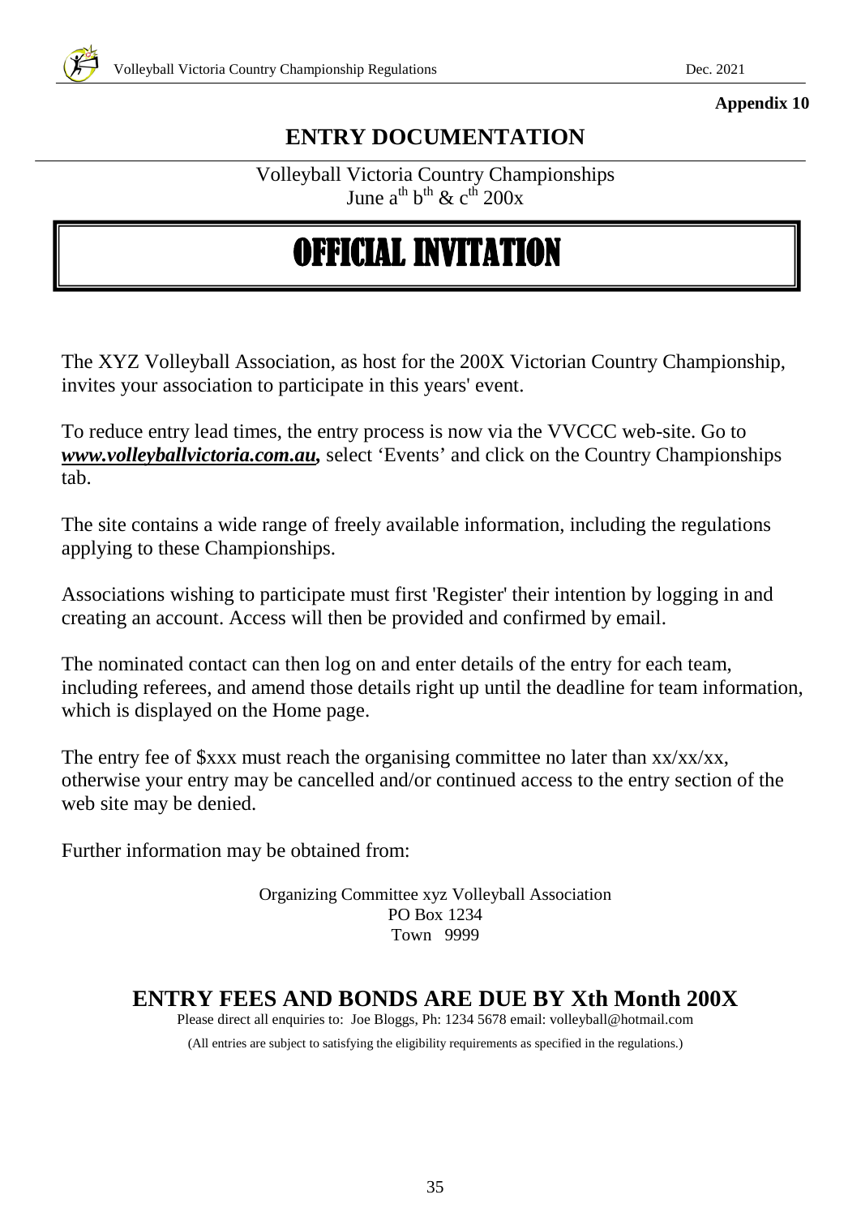**Appendix 10**

## ENTRY DOCUMENTATION

Volleyball Victoria Country Championships
June a$^{th}$ b$^{th}$ & c$^{th}$ 200x

# OFFICIAL INVITATION

The XYZ Volleyball Association, as host for the 200X Victorian Country Championship, invites your association to participate in this years' event.

To reduce entry lead times, the entry process is now via the VVCCC web-site. Go to ***www.volleyballvictoria.com.au,*** select 'Events' and click on the Country Championships tab.

The site contains a wide range of freely available information, including the regulations applying to these Championships.

Associations wishing to participate must first 'Register' their intention by logging in and creating an account. Access will then be provided and confirmed by email.

The nominated contact can then log on and enter details of the entry for each team, including referees, and amend those details right up until the deadline for team information, which is displayed on the Home page.

The entry fee of $xxx must reach the organising committee no later than xx/xx/xx, otherwise your entry may be cancelled and/or continued access to the entry section of the web site may be denied.

Further information may be obtained from:

Organizing Committee xyz Volleyball Association
PO Box 1234
Town 9999

## ENTRY FEES AND BONDS ARE DUE BY Xth Month 200X

Please direct all enquiries to: Joe Bloggs, Ph: 1234 5678 email: volleyball@hotmail.com

(All entries are subject to satisfying the eligibility requirements as specified in the regulations.)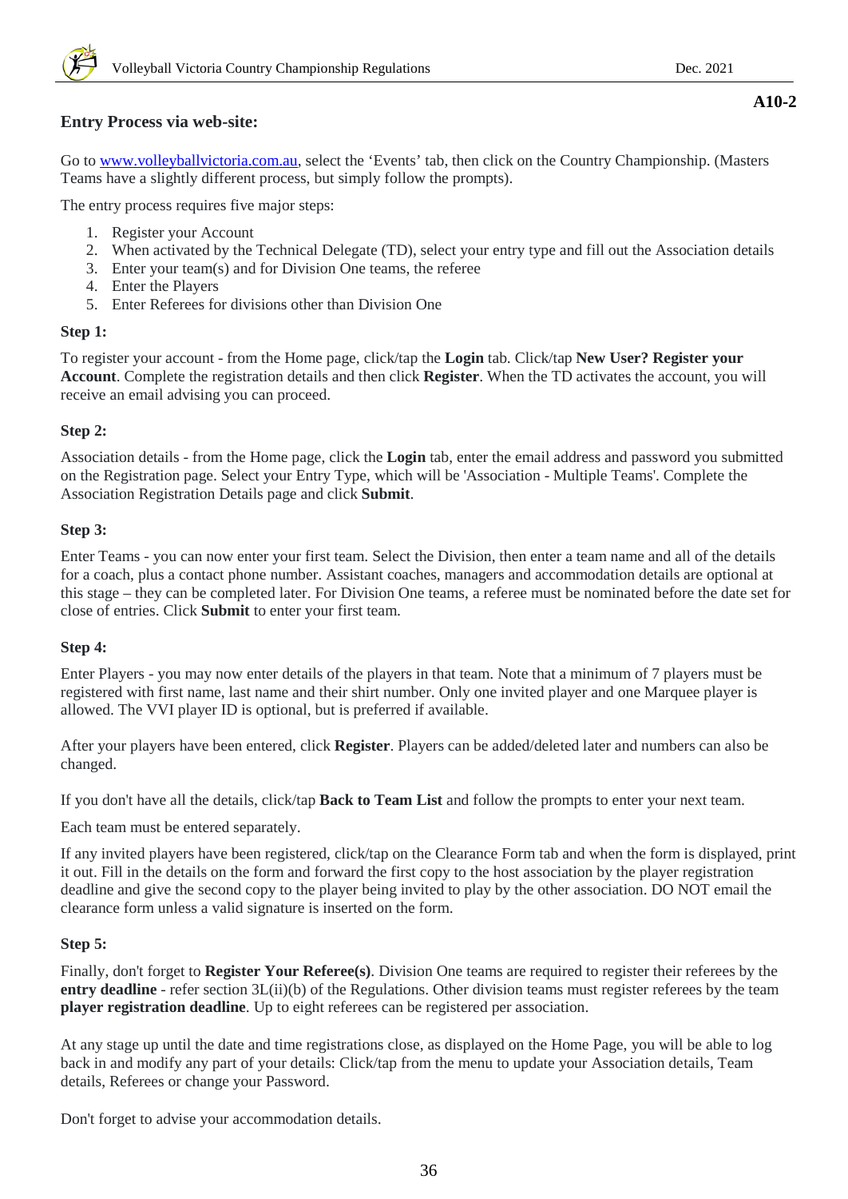A10-2

## Entry Process via web-site:

Go to [www.volleyballvictoria.com.au](http://www.volleyballvictoria.com.au), select the 'Events' tab, then click on the Country Championship. (Masters Teams have a slightly different process, but simply follow the prompts).

The entry process requires five major steps:

1. Register your Account
2. When activated by the Technical Delegate (TD), select your entry type and fill out the Association details
3. Enter your team(s) and for Division One teams, the referee
4. Enter the Players
5. Enter Referees for divisions other than Division One

**Step 1:**

To register your account - from the Home page, click/tap the **Login** tab. Click/tap **New User? Register your Account**. Complete the registration details and then click **Register**. When the TD activates the account, you will receive an email advising you can proceed.

**Step 2:**

Association details - from the Home page, click the **Login** tab, enter the email address and password you submitted on the Registration page. Select your Entry Type, which will be 'Association - Multiple Teams'. Complete the Association Registration Details page and click **Submit**.

**Step 3:**

Enter Teams - you can now enter your first team. Select the Division, then enter a team name and all of the details for a coach, plus a contact phone number. Assistant coaches, managers and accommodation details are optional at this stage – they can be completed later. For Division One teams, a referee must be nominated before the date set for close of entries. Click **Submit** to enter your first team.

**Step 4:**

Enter Players - you may now enter details of the players in that team. Note that a minimum of 7 players must be registered with first name, last name and their shirt number. Only one invited player and one Marquee player is allowed. The VVI player ID is optional, but is preferred if available.

After your players have been entered, click **Register**. Players can be added/deleted later and numbers can also be changed.

If you don't have all the details, click/tap **Back to Team List** and follow the prompts to enter your next team.

Each team must be entered separately.

If any invited players have been registered, click/tap on the Clearance Form tab and when the form is displayed, print it out. Fill in the details on the form and forward the first copy to the host association by the player registration deadline and give the second copy to the player being invited to play by the other association. DO NOT email the clearance form unless a valid signature is inserted on the form.

**Step 5:**

Finally, don't forget to **Register Your Referee(s)**. Division One teams are required to register their referees by the **entry deadline** - refer section 3L(ii)(b) of the Regulations. Other division teams must register referees by the team **player registration deadline**. Up to eight referees can be registered per association.

At any stage up until the date and time registrations close, as displayed on the Home Page, you will be able to log back in and modify any part of your details: Click/tap from the menu to update your Association details, Team details, Referees or change your Password.

Don't forget to advise your accommodation details.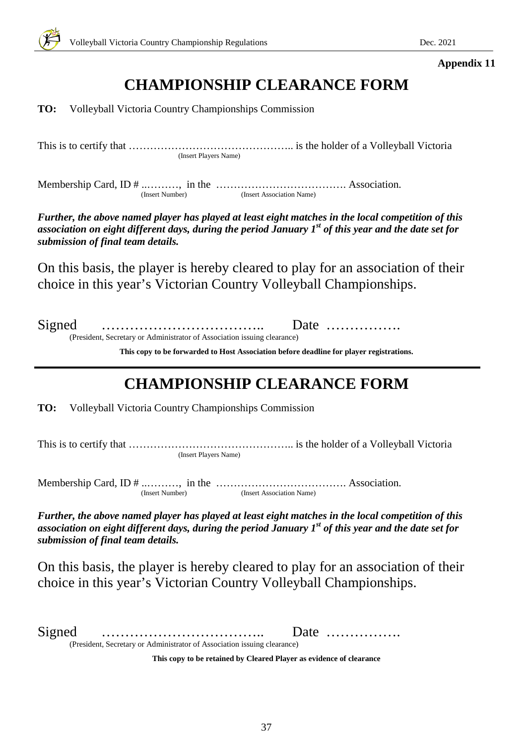**Appendix 11**

# CHAMPIONSHIP CLEARANCE FORM

**TO:** Volleyball Victoria Country Championships Commission

This is to certify that ……………………………………….. is the holder of a Volleyball Victoria
(Insert Players Name)

Membership Card, ID # ..………, in the ………………………………. Association.
(Insert Number) (Insert Association Name)

***Further, the above named player has played at least eight matches in the local competition of this association on eight different days, during the period January 1st of this year and the date set for submission of final team details.***

On this basis, the player is hereby cleared to play for an association of their choice in this year's Victorian Country Volleyball Championships.

Signed …………………………….. Date …………….
(President, Secretary or Administrator of Association issuing clearance)

**This copy to be forwarded to Host Association before deadline for player registrations.**

---

# CHAMPIONSHIP CLEARANCE FORM

**TO:** Volleyball Victoria Country Championships Commission

This is to certify that ……………………………………….. is the holder of a Volleyball Victoria
(Insert Players Name)

Membership Card, ID # ..………, in the ………………………………. Association.
(Insert Number) (Insert Association Name)

***Further, the above named player has played at least eight matches in the local competition of this association on eight different days, during the period January 1st of this year and the date set for submission of final team details.***

On this basis, the player is hereby cleared to play for an association of their choice in this year's Victorian Country Volleyball Championships.

Signed …………………………….. Date …………….
(President, Secretary or Administrator of Association issuing clearance)

**This copy to be retained by Cleared Player as evidence of clearance**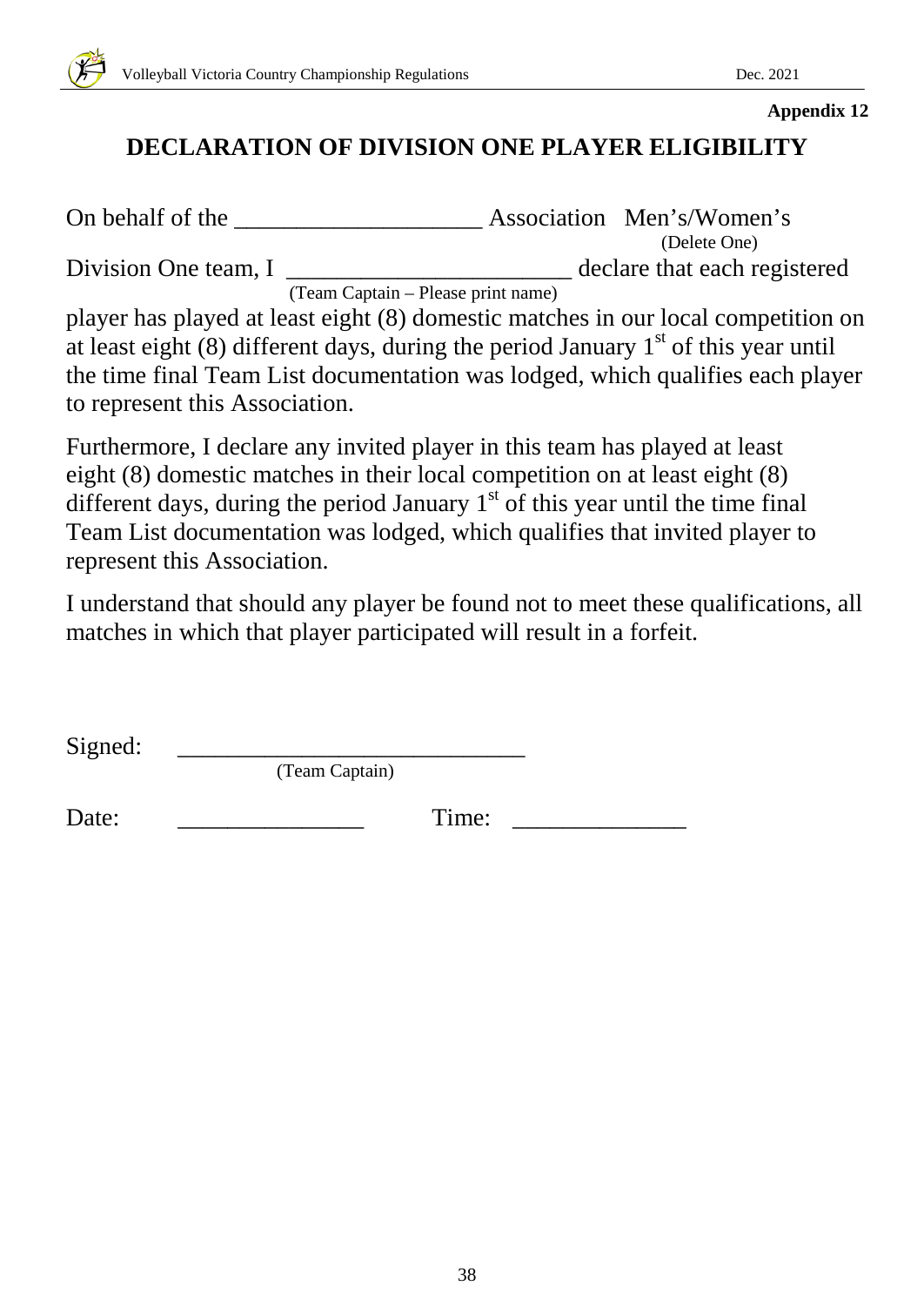**Appendix 12**

# DECLARATION OF DIVISION ONE PLAYER ELIGIBILITY

On behalf of the ____________________ Association Men's/Women's
(Delete One)

Division One team, I _______________________ declare that each registered
(Team Captain – Please print name)

player has played at least eight (8) domestic matches in our local competition on at least eight (8) different days, during the period January 1st of this year until the time final Team List documentation was lodged, which qualifies each player to represent this Association.

Furthermore, I declare any invited player in this team has played at least eight (8) domestic matches in their local competition on at least eight (8) different days, during the period January 1st of this year until the time final Team List documentation was lodged, which qualifies that invited player to represent this Association.

I understand that should any player be found not to meet these qualifications, all matches in which that player participated will result in a forfeit.

Signed: _____________________________
(Team Captain)

Date: _______________ Time: ______________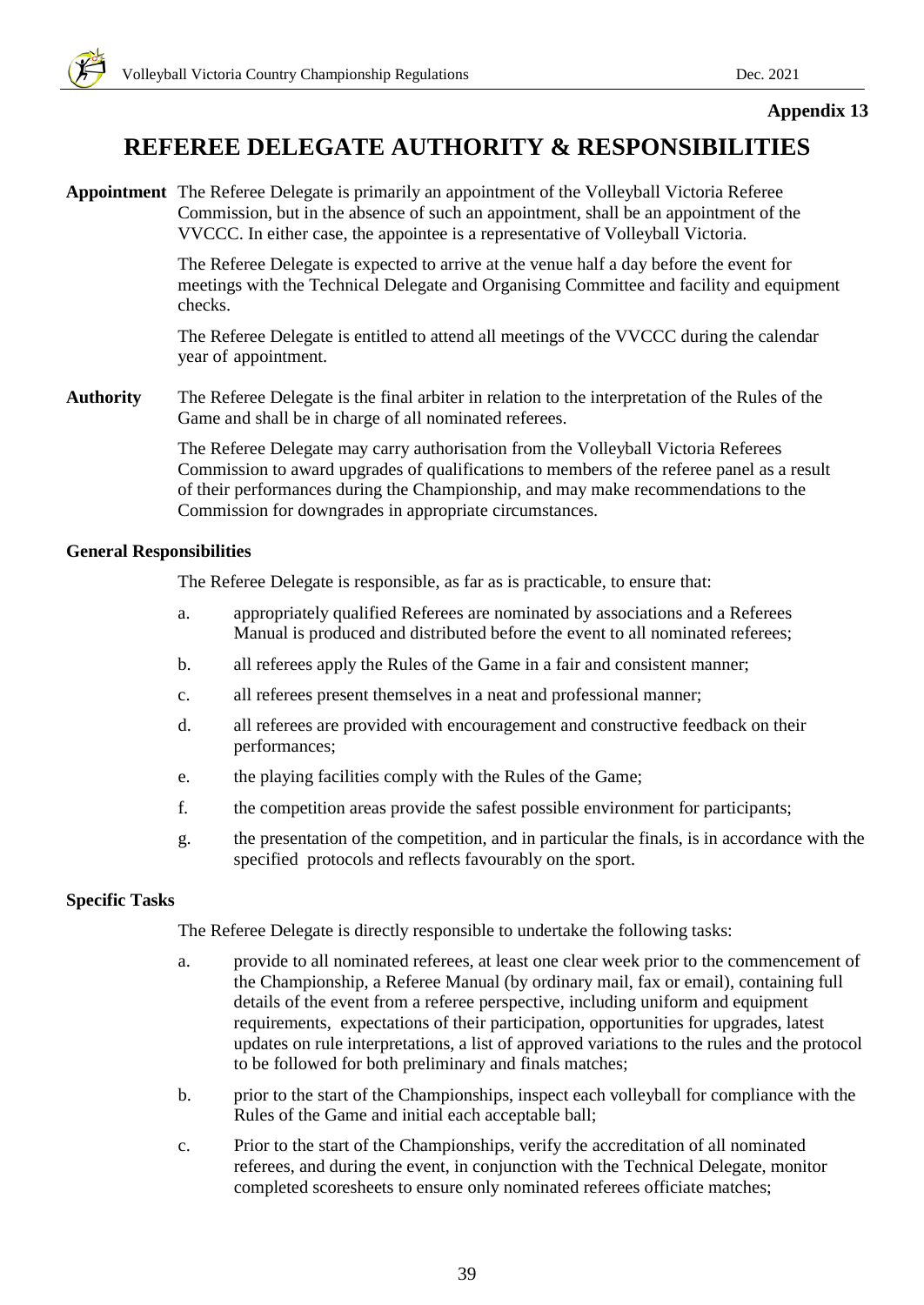**Appendix 13**

# REFEREE DELEGATE AUTHORITY & RESPONSIBILITIES

**Appointment** The Referee Delegate is primarily an appointment of the Volleyball Victoria Referee Commission, but in the absence of such an appointment, shall be an appointment of the VVCCC. In either case, the appointee is a representative of Volleyball Victoria.

The Referee Delegate is expected to arrive at the venue half a day before the event for meetings with the Technical Delegate and Organising Committee and facility and equipment checks.

The Referee Delegate is entitled to attend all meetings of the VVCCC during the calendar year of appointment.

**Authority** The Referee Delegate is the final arbiter in relation to the interpretation of the Rules of the Game and shall be in charge of all nominated referees.

The Referee Delegate may carry authorisation from the Volleyball Victoria Referees Commission to award upgrades of qualifications to members of the referee panel as a result of their performances during the Championship, and may make recommendations to the Commission for downgrades in appropriate circumstances.

**General Responsibilities**

The Referee Delegate is responsible, as far as is practicable, to ensure that:

a. appropriately qualified Referees are nominated by associations and a Referees Manual is produced and distributed before the event to all nominated referees;

b. all referees apply the Rules of the Game in a fair and consistent manner;

c. all referees present themselves in a neat and professional manner;

d. all referees are provided with encouragement and constructive feedback on their performances;

e. the playing facilities comply with the Rules of the Game;

f. the competition areas provide the safest possible environment for participants;

g. the presentation of the competition, and in particular the finals, is in accordance with the specified protocols and reflects favourably on the sport.

**Specific Tasks**

The Referee Delegate is directly responsible to undertake the following tasks:

a. provide to all nominated referees, at least one clear week prior to the commencement of the Championship, a Referee Manual (by ordinary mail, fax or email), containing full details of the event from a referee perspective, including uniform and equipment requirements, expectations of their participation, opportunities for upgrades, latest updates on rule interpretations, a list of approved variations to the rules and the protocol to be followed for both preliminary and finals matches;

b. prior to the start of the Championships, inspect each volleyball for compliance with the Rules of the Game and initial each acceptable ball;

c. Prior to the start of the Championships, verify the accreditation of all nominated referees, and during the event, in conjunction with the Technical Delegate, monitor completed scoresheets to ensure only nominated referees officiate matches;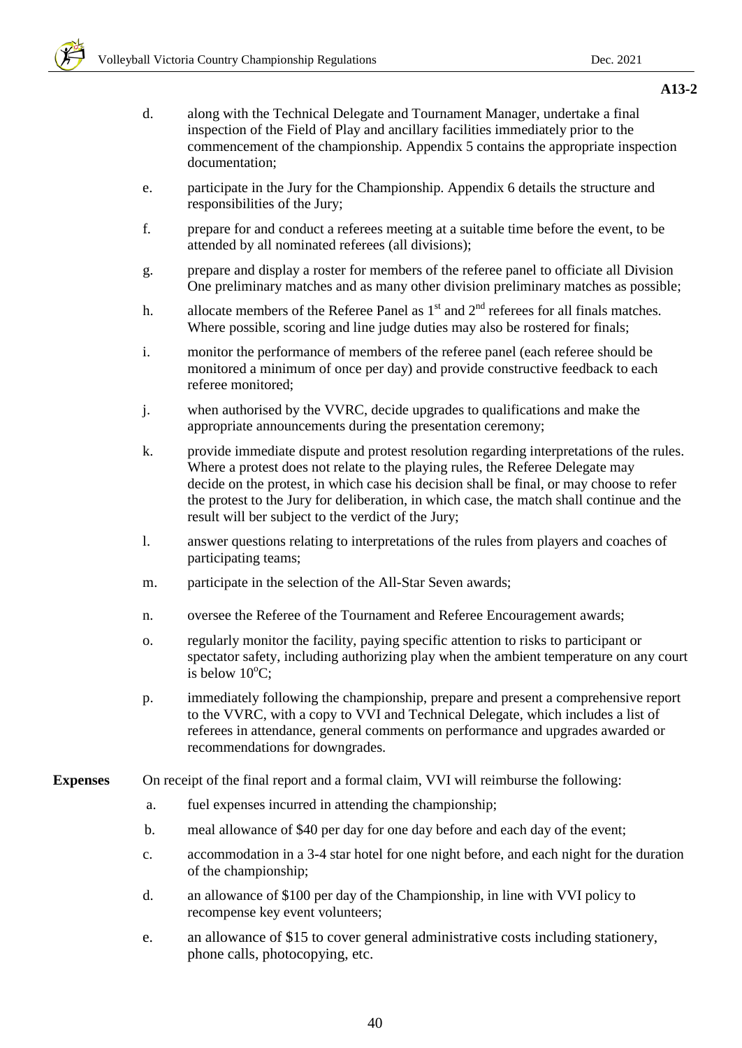A13-2

d. along with the Technical Delegate and Tournament Manager, undertake a final inspection of the Field of Play and ancillary facilities immediately prior to the commencement of the championship. Appendix 5 contains the appropriate inspection documentation;

e. participate in the Jury for the Championship. Appendix 6 details the structure and responsibilities of the Jury;

f. prepare for and conduct a referees meeting at a suitable time before the event, to be attended by all nominated referees (all divisions);

g. prepare and display a roster for members of the referee panel to officiate all Division One preliminary matches and as many other division preliminary matches as possible;

h. allocate members of the Referee Panel as 1st and 2nd referees for all finals matches. Where possible, scoring and line judge duties may also be rostered for finals;

i. monitor the performance of members of the referee panel (each referee should be monitored a minimum of once per day) and provide constructive feedback to each referee monitored;

j. when authorised by the VVRC, decide upgrades to qualifications and make the appropriate announcements during the presentation ceremony;

k. provide immediate dispute and protest resolution regarding interpretations of the rules. Where a protest does not relate to the playing rules, the Referee Delegate may decide on the protest, in which case his decision shall be final, or may choose to refer the protest to the Jury for deliberation, in which case, the match shall continue and the result will ber subject to the verdict of the Jury;

l. answer questions relating to interpretations of the rules from players and coaches of participating teams;

m. participate in the selection of the All-Star Seven awards;

n. oversee the Referee of the Tournament and Referee Encouragement awards;

o. regularly monitor the facility, paying specific attention to risks to participant or spectator safety, including authorizing play when the ambient temperature on any court is below 10°C;

p. immediately following the championship, prepare and present a comprehensive report to the VVRC, with a copy to VVI and Technical Delegate, which includes a list of referees in attendance, general comments on performance and upgrades awarded or recommendations for downgrades.

**Expenses**

On receipt of the final report and a formal claim, VVI will reimburse the following:

a. fuel expenses incurred in attending the championship;

b. meal allowance of $40 per day for one day before and each day of the event;

c. accommodation in a 3-4 star hotel for one night before, and each night for the duration of the championship;

d. an allowance of $100 per day of the Championship, in line with VVI policy to recompense key event volunteers;

e. an allowance of $15 to cover general administrative costs including stationery, phone calls, photocopying, etc.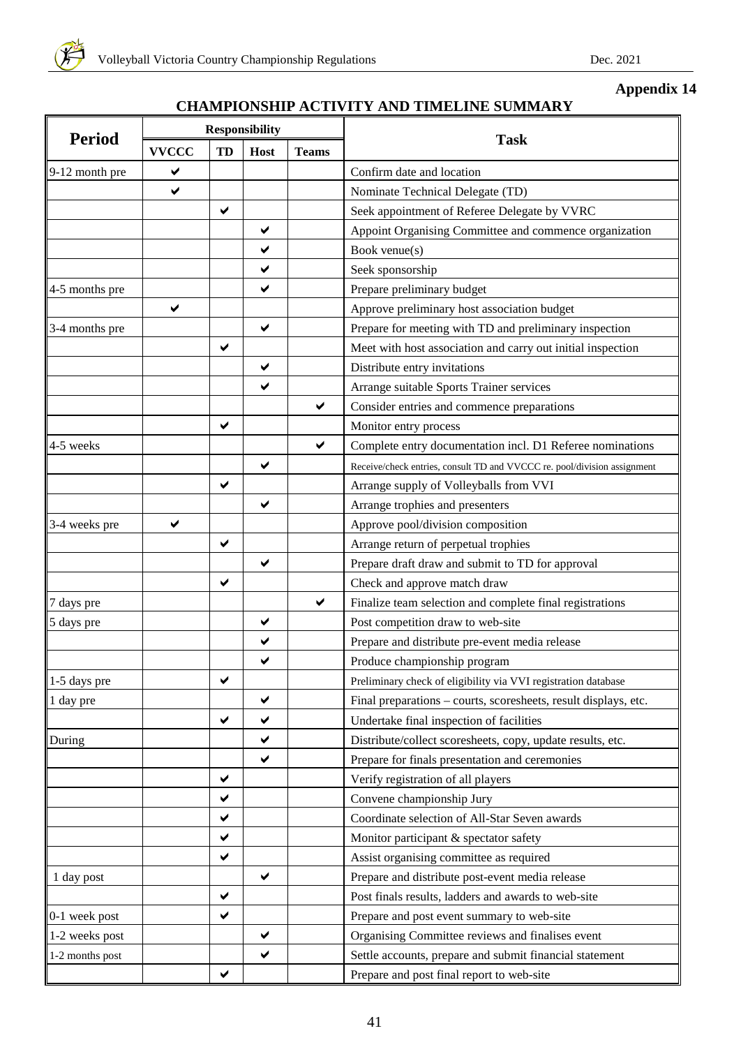## Appendix 14

## CHAMPIONSHIP ACTIVITY AND TIMELINE SUMMARY

| Period | Responsibility | | | | Task |
|---|---|---|---|---|---|
| | VVCCC | TD | Host | Teams | |
| 9-12 month pre | ✔ | | | | Confirm date and location |
| | ✔ | | | | Nominate Technical Delegate (TD) |
| | | ✔ | | | Seek appointment of Referee Delegate by VVRC |
| | | | ✔ | | Appoint Organising Committee and commence organization |
| | | | ✔ | | Book venue(s) |
| | | | ✔ | | Seek sponsorship |
| 4-5 months pre | | | ✔ | | Prepare preliminary budget |
| | ✔ | | | | Approve preliminary host association budget |
| 3-4 months pre | | | ✔ | | Prepare for meeting with TD and preliminary inspection |
| | | ✔ | | | Meet with host association and carry out initial inspection |
| | | | ✔ | | Distribute entry invitations |
| | | | ✔ | | Arrange suitable Sports Trainer services |
| | | | | ✔ | Consider entries and commence preparations |
| | | ✔ | | | Monitor entry process |
| 4-5 weeks | | | | ✔ | Complete entry documentation incl. D1 Referee nominations |
| | | | ✔ | | Receive/check entries, consult TD and VVCCC re. pool/division assignment |
| | | ✔ | | | Arrange supply of Volleyballs from VVI |
| | | | ✔ | | Arrange trophies and presenters |
| 3-4 weeks pre | ✔ | | | | Approve pool/division composition |
| | | ✔ | | | Arrange return of perpetual trophies |
| | | | ✔ | | Prepare draft draw and submit to TD for approval |
| | | ✔ | | | Check and approve match draw |
| 7 days pre | | | | ✔ | Finalize team selection and complete final registrations |
| 5 days pre | | | ✔ | | Post competition draw to web-site |
| | | | ✔ | | Prepare and distribute pre-event media release |
| | | | ✔ | | Produce championship program |
| 1-5 days pre | | ✔ | | | Preliminary check of eligibility via VVI registration database |
| 1 day pre | | | ✔ | | Final preparations – courts, scoresheets, result displays, etc. |
| | | ✔ | ✔ | | Undertake final inspection of facilities |
| During | | | ✔ | | Distribute/collect scoresheets, copy, update results, etc. |
| | | | ✔ | | Prepare for finals presentation and ceremonies |
| | | ✔ | | | Verify registration of all players |
| | | ✔ | | | Convene championship Jury |
| | | ✔ | | | Coordinate selection of All-Star Seven awards |
| | | ✔ | | | Monitor participant & spectator safety |
| | | ✔ | | | Assist organising committee as required |
| 1 day post | | | ✔ | | Prepare and distribute post-event media release |
| | | ✔ | | | Post finals results, ladders and awards to web-site |
| 0-1 week post | | ✔ | | | Prepare and post event summary to web-site |
| 1-2 weeks post | | | ✔ | | Organising Committee reviews and finalises event |
| 1-2 months post | | | ✔ | | Settle accounts, prepare and submit financial statement |
| | | ✔ | | | Prepare and post final report to web-site |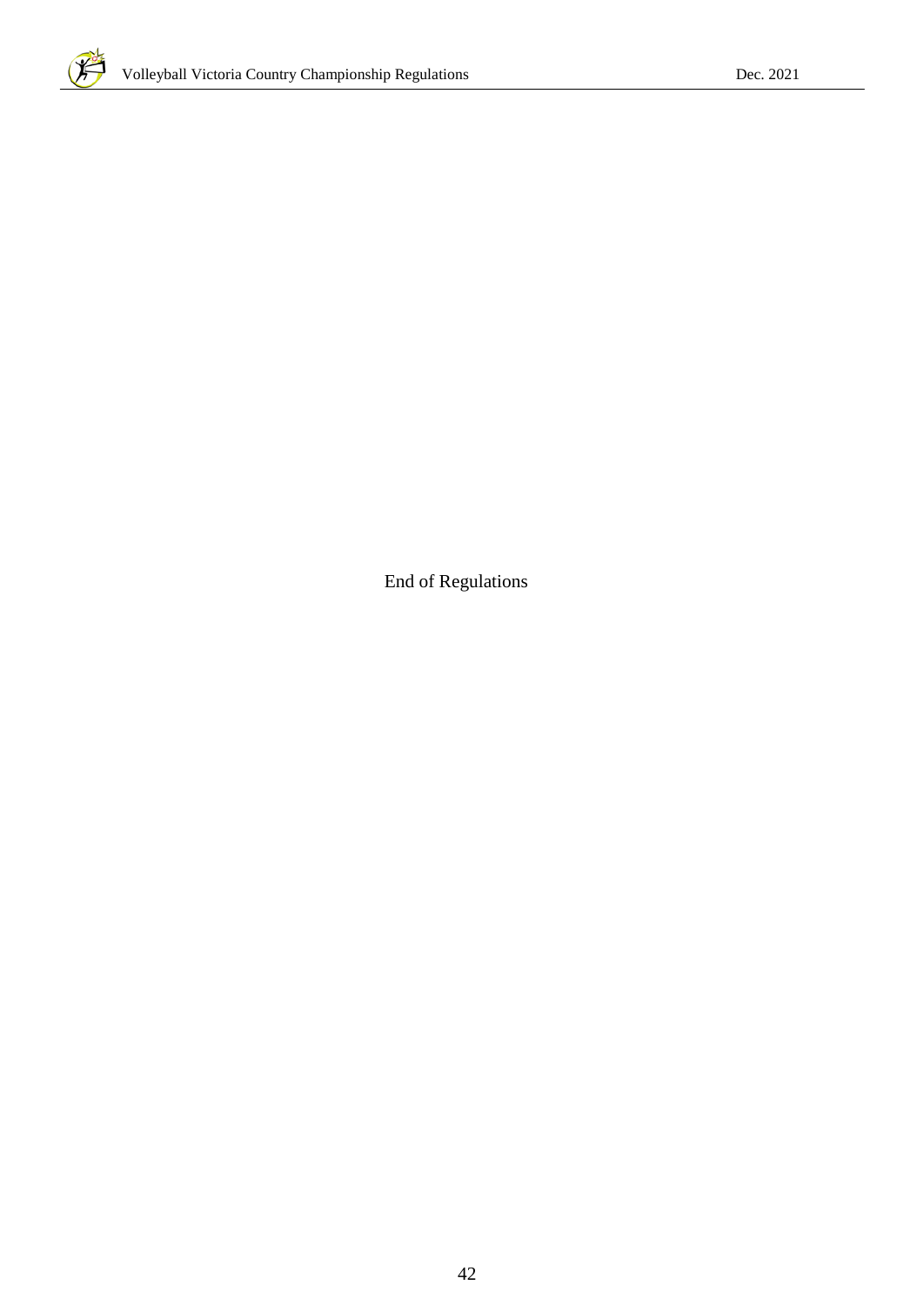End of Regulations